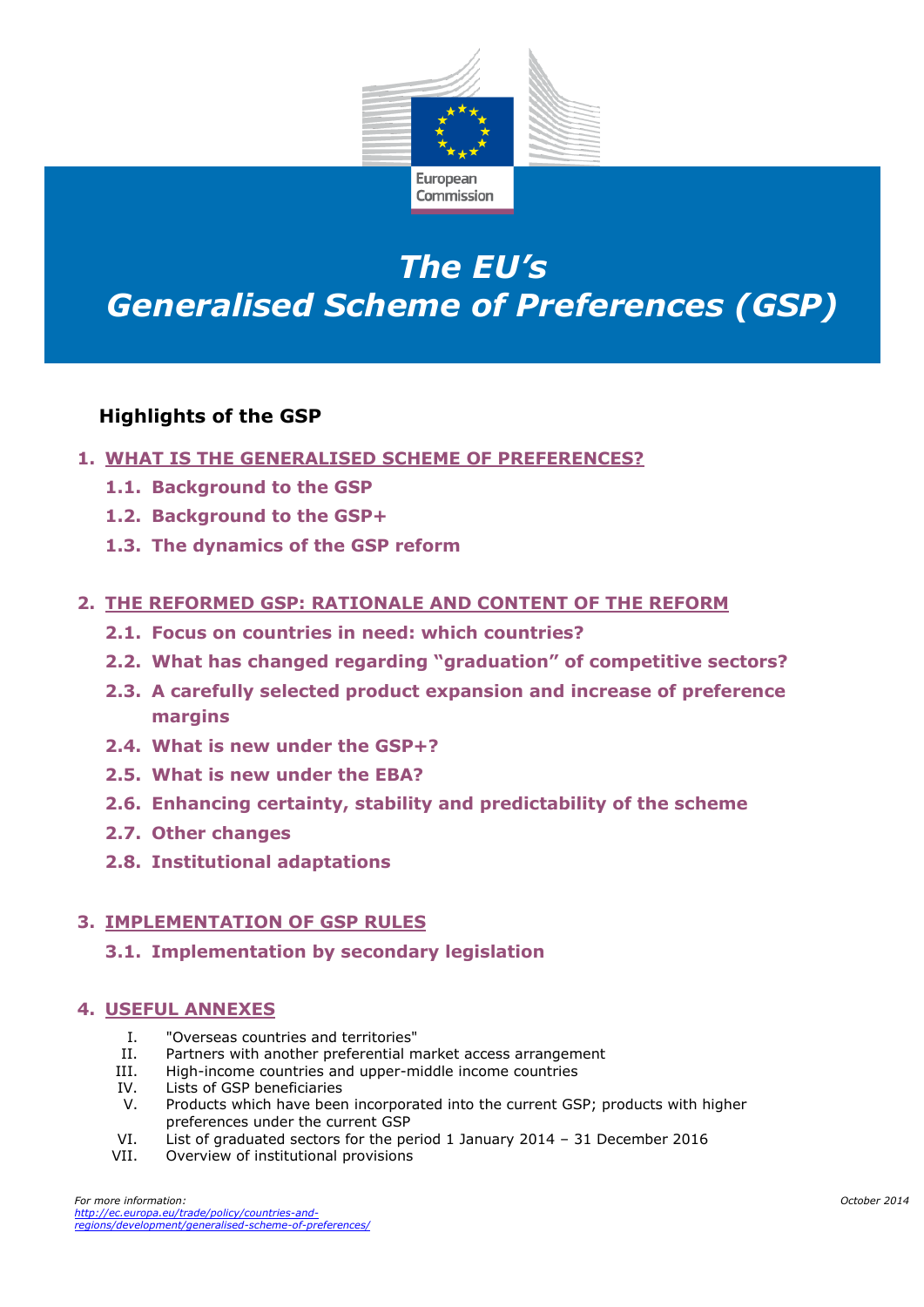European Commission

# The EU's Generalised Scheme of Preferences (GSP)

## Highlights of the GSP

1. **WHAT IS THE GENERALISED SCHEME OF PREFERENCES?**
   - 1.1. Background to the GSP
   - 1.2. Background to the GSP+
   - 1.3. The dynamics of the GSP reform

2. **THE REFORMED GSP: RATIONALE AND CONTENT OF THE REFORM**
   - 2.1. Focus on countries in need: which countries?
   - 2.2. What has changed regarding "graduation" of competitive sectors?
   - 2.3. A carefully selected product expansion and increase of preference margins
   - 2.4. What is new under the GSP+?
   - 2.5. What is new under the EBA?
   - 2.6. Enhancing certainty, stability and predictability of the scheme
   - 2.7. Other changes
   - 2.8. Institutional adaptations

3. **IMPLEMENTATION OF GSP RULES**
   - 3.1. Implementation by secondary legislation

4. **USEFUL ANNEXES**
   - I. "Overseas countries and territories"
   - II. Partners with another preferential market access arrangement
   - III. High-income countries and upper-middle income countries
   - IV. Lists of GSP beneficiaries
   - V. Products which have been incorporated into the current GSP; products with higher preferences under the current GSP
   - VI. List of graduated sectors for the period 1 January 2014 – 31 December 2016
   - VII. Overview of institutional provisions

*For more information:*
http://ec.europa.eu/trade/policy/countries-and-regions/development/generalised-scheme-of-preferences/

*October 2014*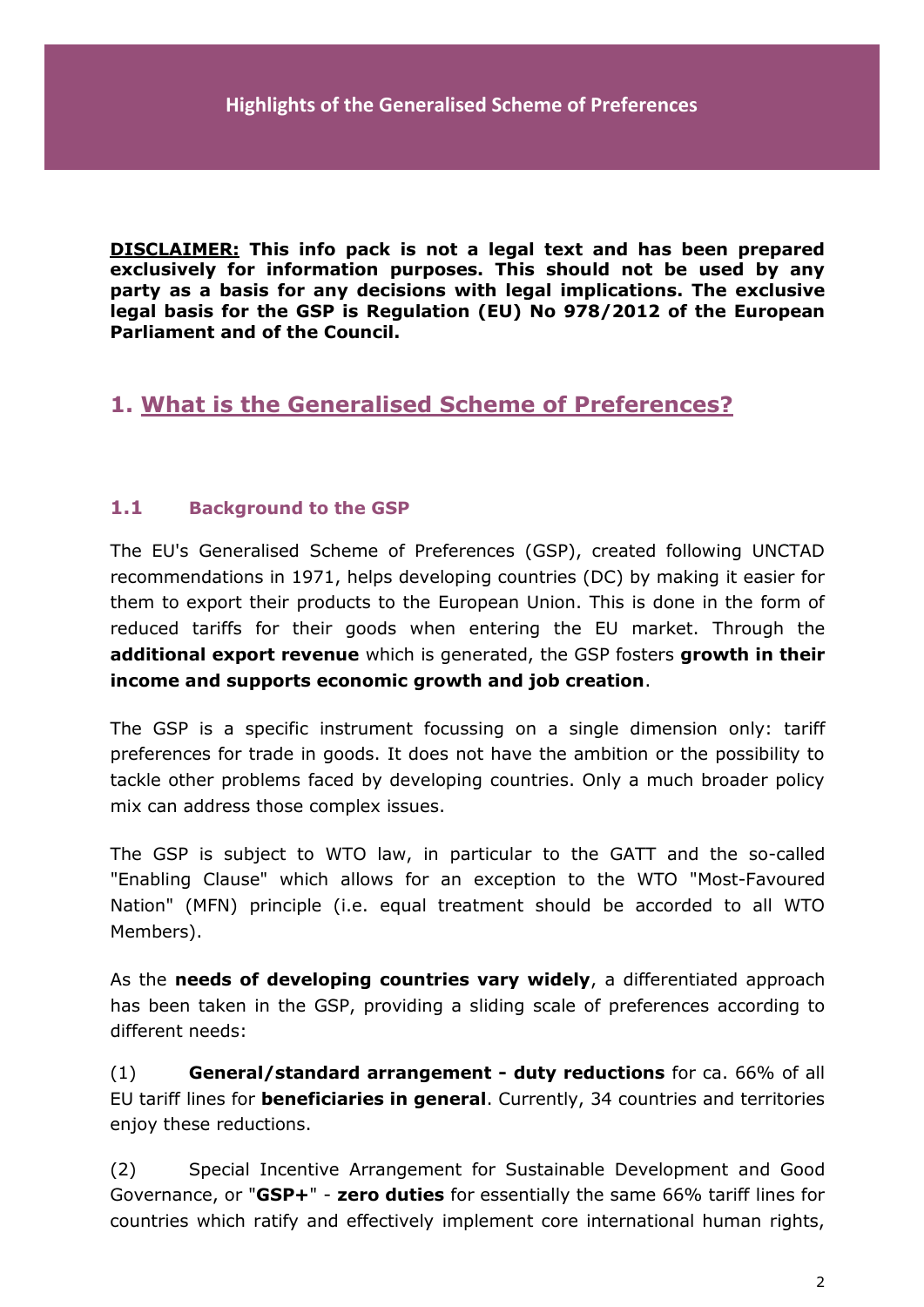# Highlights of the Generalised Scheme of Preferences

**DISCLAIMER: This info pack is not a legal text and has been prepared exclusively for information purposes. This should not be used by any party as a basis for any decisions with legal implications. The exclusive legal basis for the GSP is Regulation (EU) No 978/2012 of the European Parliament and of the Council.**

## 1. What is the Generalised Scheme of Preferences?

### 1.1 Background to the GSP

The EU's Generalised Scheme of Preferences (GSP), created following UNCTAD recommendations in 1971, helps developing countries (DC) by making it easier for them to export their products to the European Union. This is done in the form of reduced tariffs for their goods when entering the EU market. Through the **additional export revenue** which is generated, the GSP fosters **growth in their income and supports economic growth and job creation**.

The GSP is a specific instrument focussing on a single dimension only: tariff preferences for trade in goods. It does not have the ambition or the possibility to tackle other problems faced by developing countries. Only a much broader policy mix can address those complex issues.

The GSP is subject to WTO law, in particular to the GATT and the so-called "Enabling Clause" which allows for an exception to the WTO "Most-Favoured Nation" (MFN) principle (i.e. equal treatment should be accorded to all WTO Members).

As the **needs of developing countries vary widely**, a differentiated approach has been taken in the GSP, providing a sliding scale of preferences according to different needs:

(1) **General/standard arrangement - duty reductions** for ca. 66% of all EU tariff lines for **beneficiaries in general**. Currently, 34 countries and territories enjoy these reductions.

(2) Special Incentive Arrangement for Sustainable Development and Good Governance, or "**GSP+**" - **zero duties** for essentially the same 66% tariff lines for countries which ratify and effectively implement core international human rights,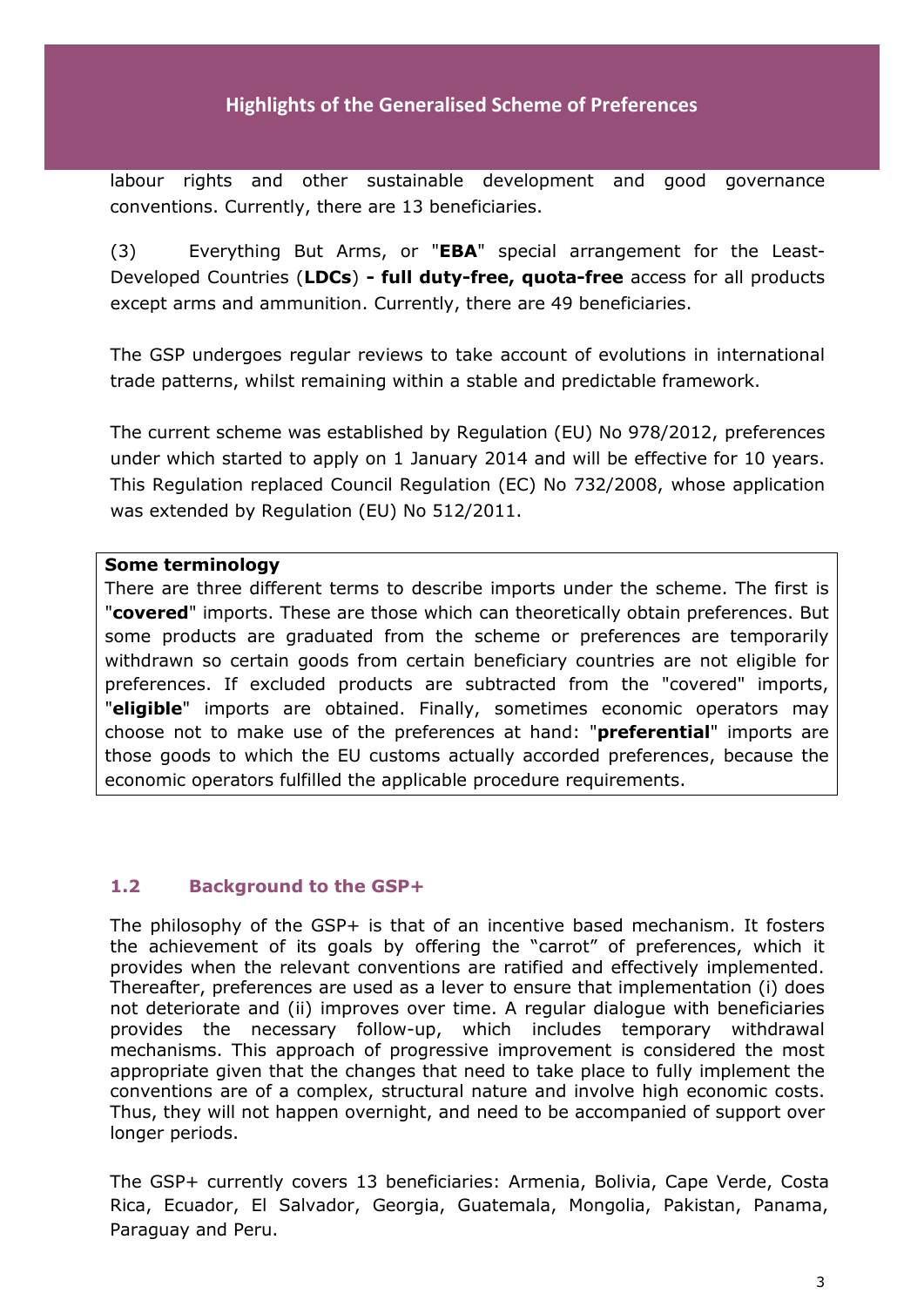labour rights and other sustainable development and good governance conventions. Currently, there are 13 beneficiaries.

(3) Everything But Arms, or "**EBA**" special arrangement for the Least-Developed Countries (**LDCs**) **- full duty-free, quota-free** access for all products except arms and ammunition. Currently, there are 49 beneficiaries.

The GSP undergoes regular reviews to take account of evolutions in international trade patterns, whilst remaining within a stable and predictable framework.

The current scheme was established by Regulation (EU) No 978/2012, preferences under which started to apply on 1 January 2014 and will be effective for 10 years. This Regulation replaced Council Regulation (EC) No 732/2008, whose application was extended by Regulation (EU) No 512/2011.

**Some terminology**

There are three different terms to describe imports under the scheme. The first is "**covered**" imports. These are those which can theoretically obtain preferences. But some products are graduated from the scheme or preferences are temporarily withdrawn so certain goods from certain beneficiary countries are not eligible for preferences. If excluded products are subtracted from the "covered" imports, "**eligible**" imports are obtained. Finally, sometimes economic operators may choose not to make use of the preferences at hand: "**preferential**" imports are those goods to which the EU customs actually accorded preferences, because the economic operators fulfilled the applicable procedure requirements.

### 1.2 Background to the GSP+

The philosophy of the GSP+ is that of an incentive based mechanism. It fosters the achievement of its goals by offering the "carrot" of preferences, which it provides when the relevant conventions are ratified and effectively implemented. Thereafter, preferences are used as a lever to ensure that implementation (i) does not deteriorate and (ii) improves over time. A regular dialogue with beneficiaries provides the necessary follow-up, which includes temporary withdrawal mechanisms. This approach of progressive improvement is considered the most appropriate given that the changes that need to take place to fully implement the conventions are of a complex, structural nature and involve high economic costs. Thus, they will not happen overnight, and need to be accompanied of support over longer periods.

The GSP+ currently covers 13 beneficiaries: Armenia, Bolivia, Cape Verde, Costa Rica, Ecuador, El Salvador, Georgia, Guatemala, Mongolia, Pakistan, Panama, Paraguay and Peru.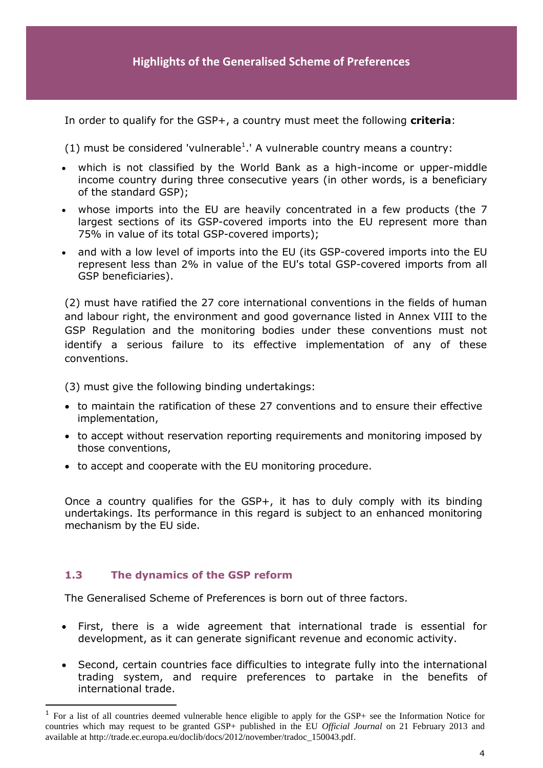In order to qualify for the GSP+, a country must meet the following **criteria**:

(1) must be considered 'vulnerable[1].' A vulnerable country means a country:

- which is not classified by the World Bank as a high-income or upper-middle income country during three consecutive years (in other words, is a beneficiary of the standard GSP);
- whose imports into the EU are heavily concentrated in a few products (the 7 largest sections of its GSP-covered imports into the EU represent more than 75% in value of its total GSP-covered imports);
- and with a low level of imports into the EU (its GSP-covered imports into the EU represent less than 2% in value of the EU's total GSP-covered imports from all GSP beneficiaries).

(2) must have ratified the 27 core international conventions in the fields of human and labour right, the environment and good governance listed in Annex VIII to the GSP Regulation and the monitoring bodies under these conventions must not identify a serious failure to its effective implementation of any of these conventions.

(3) must give the following binding undertakings:

- to maintain the ratification of these 27 conventions and to ensure their effective implementation,
- to accept without reservation reporting requirements and monitoring imposed by those conventions,
- to accept and cooperate with the EU monitoring procedure.

Once a country qualifies for the GSP+, it has to duly comply with its binding undertakings. Its performance in this regard is subject to an enhanced monitoring mechanism by the EU side.

### 1.3 The dynamics of the GSP reform

The Generalised Scheme of Preferences is born out of three factors.

- First, there is a wide agreement that international trade is essential for development, as it can generate significant revenue and economic activity.
- Second, certain countries face difficulties to integrate fully into the international trading system, and require preferences to partake in the benefits of international trade.

---

[1] For a list of all countries deemed vulnerable hence eligible to apply for the GSP+ see the Information Notice for countries which may request to be granted GSP+ published in the EU *Official Journal* on 21 February 2013 and available at http://trade.ec.europa.eu/doclib/docs/2012/november/tradoc_150043.pdf.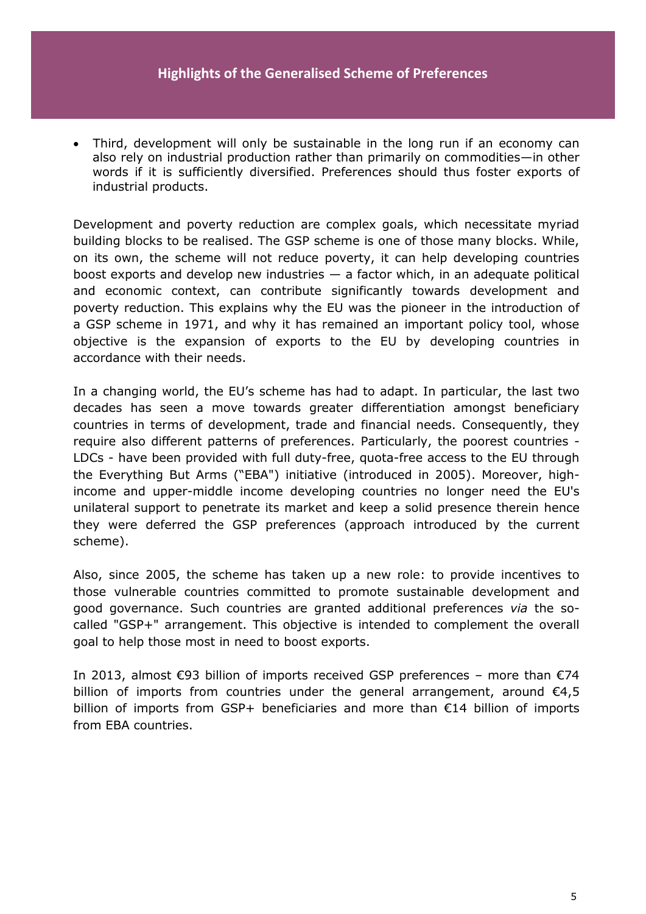- Third, development will only be sustainable in the long run if an economy can also rely on industrial production rather than primarily on commodities—in other words if it is sufficiently diversified. Preferences should thus foster exports of industrial products.

Development and poverty reduction are complex goals, which necessitate myriad building blocks to be realised. The GSP scheme is one of those many blocks. While, on its own, the scheme will not reduce poverty, it can help developing countries boost exports and develop new industries — a factor which, in an adequate political and economic context, can contribute significantly towards development and poverty reduction. This explains why the EU was the pioneer in the introduction of a GSP scheme in 1971, and why it has remained an important policy tool, whose objective is the expansion of exports to the EU by developing countries in accordance with their needs.

In a changing world, the EU's scheme has had to adapt. In particular, the last two decades has seen a move towards greater differentiation amongst beneficiary countries in terms of development, trade and financial needs. Consequently, they require also different patterns of preferences. Particularly, the poorest countries - LDCs - have been provided with full duty-free, quota-free access to the EU through the Everything But Arms ("EBA") initiative (introduced in 2005). Moreover, high-income and upper-middle income developing countries no longer need the EU's unilateral support to penetrate its market and keep a solid presence therein hence they were deferred the GSP preferences (approach introduced by the current scheme).

Also, since 2005, the scheme has taken up a new role: to provide incentives to those vulnerable countries committed to promote sustainable development and good governance. Such countries are granted additional preferences *via* the so-called "GSP+" arrangement. This objective is intended to complement the overall goal to help those most in need to boost exports.

In 2013, almost €93 billion of imports received GSP preferences – more than €74 billion of imports from countries under the general arrangement, around €4,5 billion of imports from GSP+ beneficiaries and more than €14 billion of imports from EBA countries.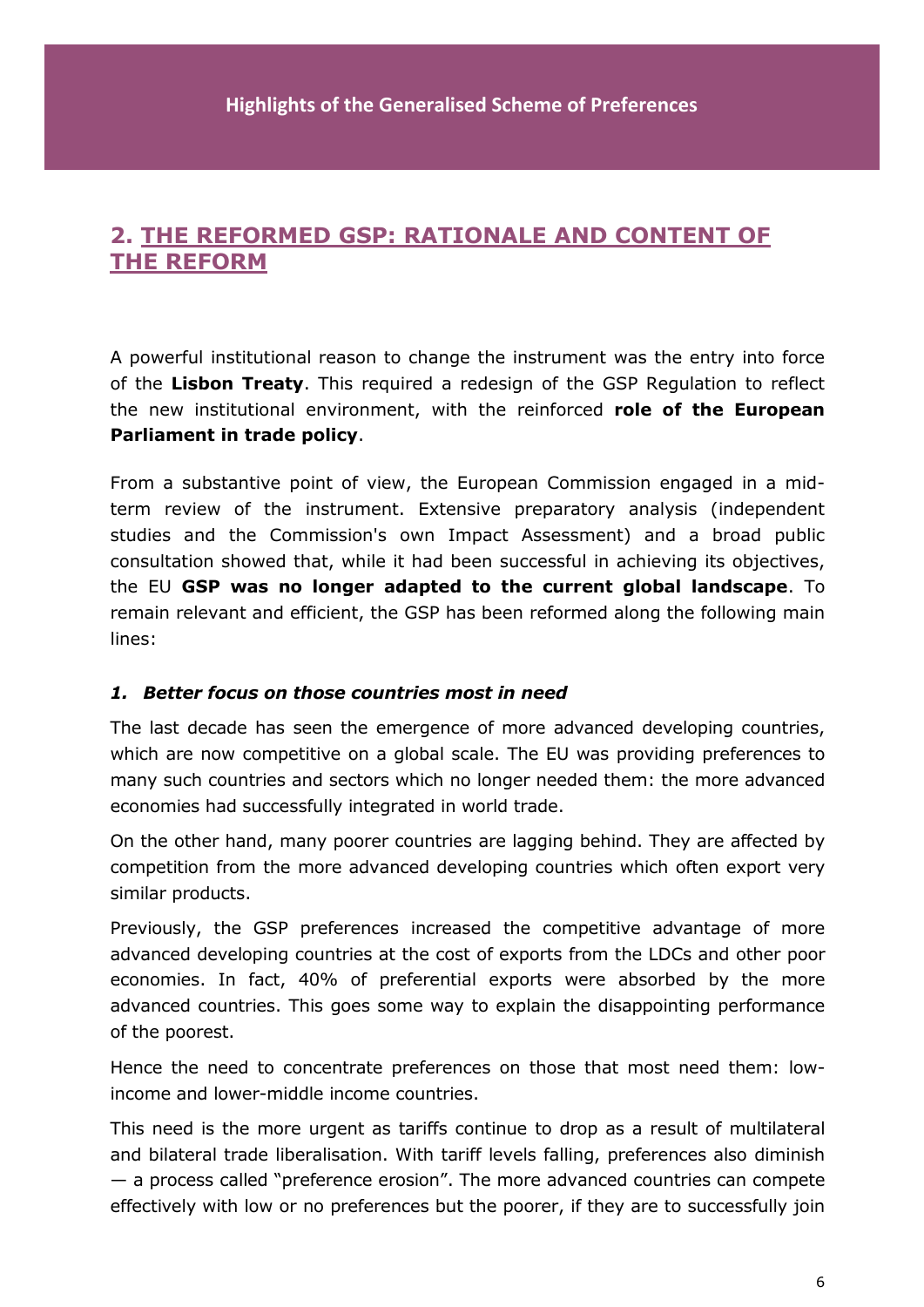## 2. THE REFORMED GSP: RATIONALE AND CONTENT OF THE REFORM

A powerful institutional reason to change the instrument was the entry into force of the **Lisbon Treaty**. This required a redesign of the GSP Regulation to reflect the new institutional environment, with the reinforced **role of the European Parliament in trade policy**.

From a substantive point of view, the European Commission engaged in a mid-term review of the instrument. Extensive preparatory analysis (independent studies and the Commission's own Impact Assessment) and a broad public consultation showed that, while it had been successful in achieving its objectives, the EU **GSP was no longer adapted to the current global landscape**. To remain relevant and efficient, the GSP has been reformed along the following main lines:

### *1. Better focus on those countries most in need*

The last decade has seen the emergence of more advanced developing countries, which are now competitive on a global scale. The EU was providing preferences to many such countries and sectors which no longer needed them: the more advanced economies had successfully integrated in world trade.

On the other hand, many poorer countries are lagging behind. They are affected by competition from the more advanced developing countries which often export very similar products.

Previously, the GSP preferences increased the competitive advantage of more advanced developing countries at the cost of exports from the LDCs and other poor economies. In fact, 40% of preferential exports were absorbed by the more advanced countries. This goes some way to explain the disappointing performance of the poorest.

Hence the need to concentrate preferences on those that most need them: low-income and lower-middle income countries.

This need is the more urgent as tariffs continue to drop as a result of multilateral and bilateral trade liberalisation. With tariff levels falling, preferences also diminish — a process called "preference erosion". The more advanced countries can compete effectively with low or no preferences but the poorer, if they are to successfully join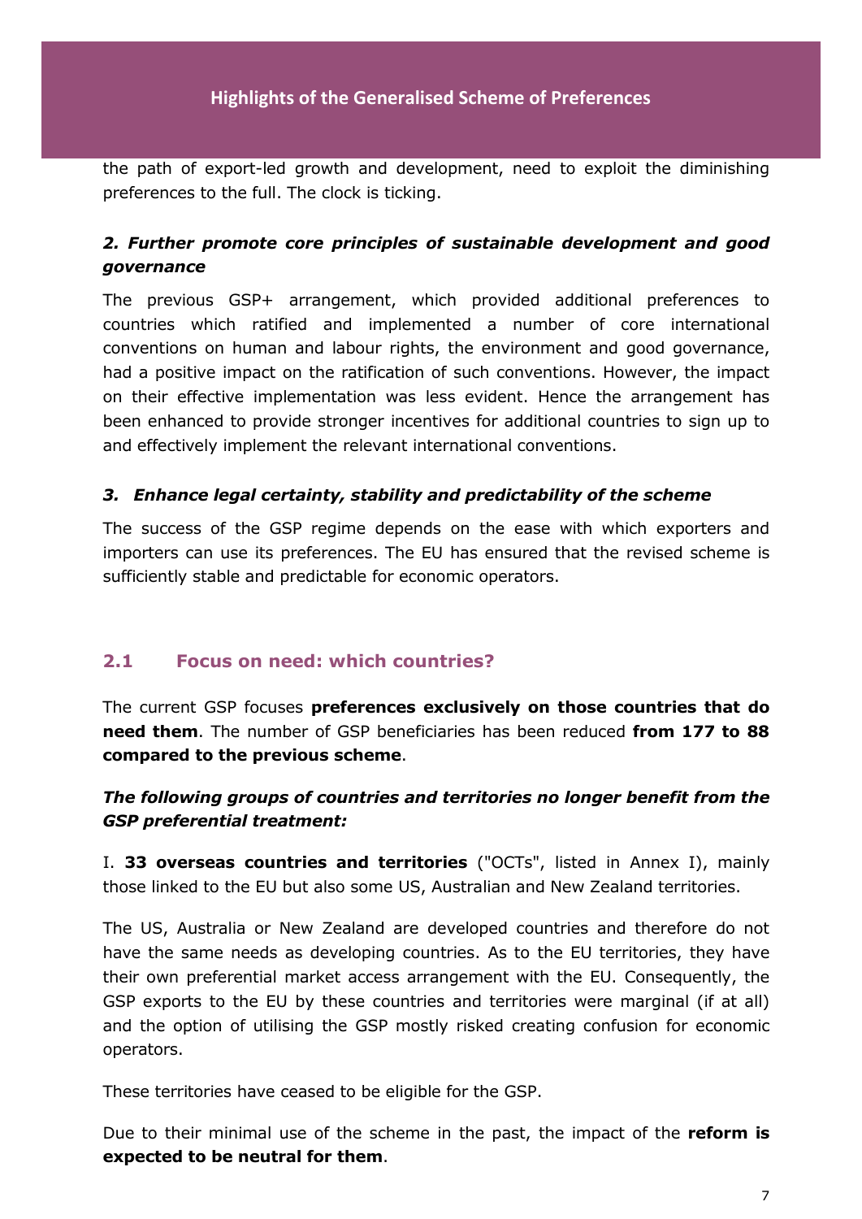the path of export-led growth and development, need to exploit the diminishing preferences to the full. The clock is ticking.

### *2. Further promote core principles of sustainable development and good governance*

The previous GSP+ arrangement, which provided additional preferences to countries which ratified and implemented a number of core international conventions on human and labour rights, the environment and good governance, had a positive impact on the ratification of such conventions. However, the impact on their effective implementation was less evident. Hence the arrangement has been enhanced to provide stronger incentives for additional countries to sign up to and effectively implement the relevant international conventions.

### *3. Enhance legal certainty, stability and predictability of the scheme*

The success of the GSP regime depends on the ease with which exporters and importers can use its preferences. The EU has ensured that the revised scheme is sufficiently stable and predictable for economic operators.

## 2.1 Focus on need: which countries?

The current GSP focuses **preferences exclusively on those countries that do need them**. The number of GSP beneficiaries has been reduced **from 177 to 88 compared to the previous scheme**.

***The following groups of countries and territories no longer benefit from the GSP preferential treatment:***

I. **33 overseas countries and territories** ("OCTs", listed in Annex I), mainly those linked to the EU but also some US, Australian and New Zealand territories.

The US, Australia or New Zealand are developed countries and therefore do not have the same needs as developing countries. As to the EU territories, they have their own preferential market access arrangement with the EU. Consequently, the GSP exports to the EU by these countries and territories were marginal (if at all) and the option of utilising the GSP mostly risked creating confusion for economic operators.

These territories have ceased to be eligible for the GSP.

Due to their minimal use of the scheme in the past, the impact of the **reform is expected to be neutral for them**.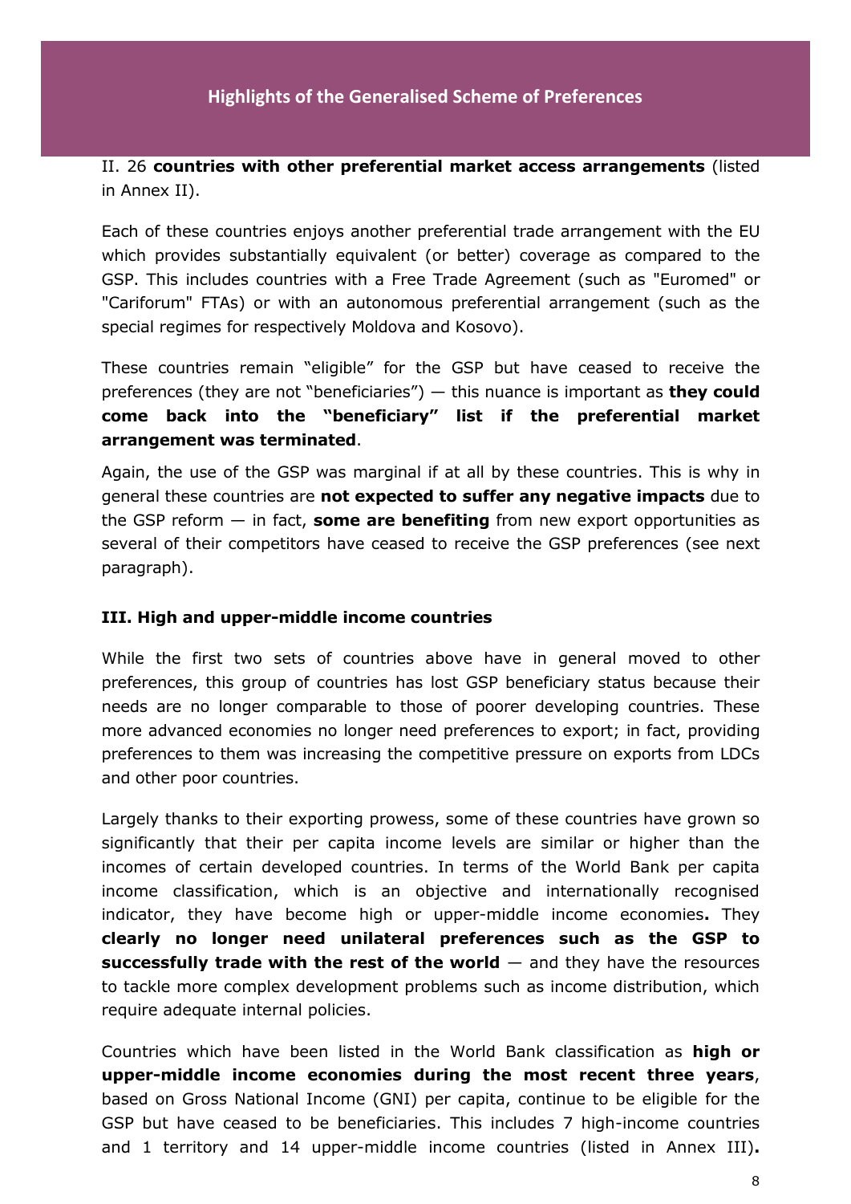II. 26 **countries with other preferential market access arrangements** (listed in Annex II).

Each of these countries enjoys another preferential trade arrangement with the EU which provides substantially equivalent (or better) coverage as compared to the GSP. This includes countries with a Free Trade Agreement (such as "Euromed" or "Cariforum" FTAs) or with an autonomous preferential arrangement (such as the special regimes for respectively Moldova and Kosovo).

These countries remain "eligible" for the GSP but have ceased to receive the preferences (they are not "beneficiaries") — this nuance is important as **they could come back into the "beneficiary" list if the preferential market arrangement was terminated**.

Again, the use of the GSP was marginal if at all by these countries. This is why in general these countries are **not expected to suffer any negative impacts** due to the GSP reform — in fact, **some are benefiting** from new export opportunities as several of their competitors have ceased to receive the GSP preferences (see next paragraph).

### III. High and upper-middle income countries

While the first two sets of countries above have in general moved to other preferences, this group of countries has lost GSP beneficiary status because their needs are no longer comparable to those of poorer developing countries. These more advanced economies no longer need preferences to export; in fact, providing preferences to them was increasing the competitive pressure on exports from LDCs and other poor countries.

Largely thanks to their exporting prowess, some of these countries have grown so significantly that their per capita income levels are similar or higher than the incomes of certain developed countries. In terms of the World Bank per capita income classification, which is an objective and internationally recognised indicator, they have become high or upper-middle income economies**.** They **clearly no longer need unilateral preferences such as the GSP to successfully trade with the rest of the world** — and they have the resources to tackle more complex development problems such as income distribution, which require adequate internal policies.

Countries which have been listed in the World Bank classification as **high or upper-middle income economies during the most recent three years**, based on Gross National Income (GNI) per capita, continue to be eligible for the GSP but have ceased to be beneficiaries. This includes 7 high-income countries and 1 territory and 14 upper-middle income countries (listed in Annex III)**.**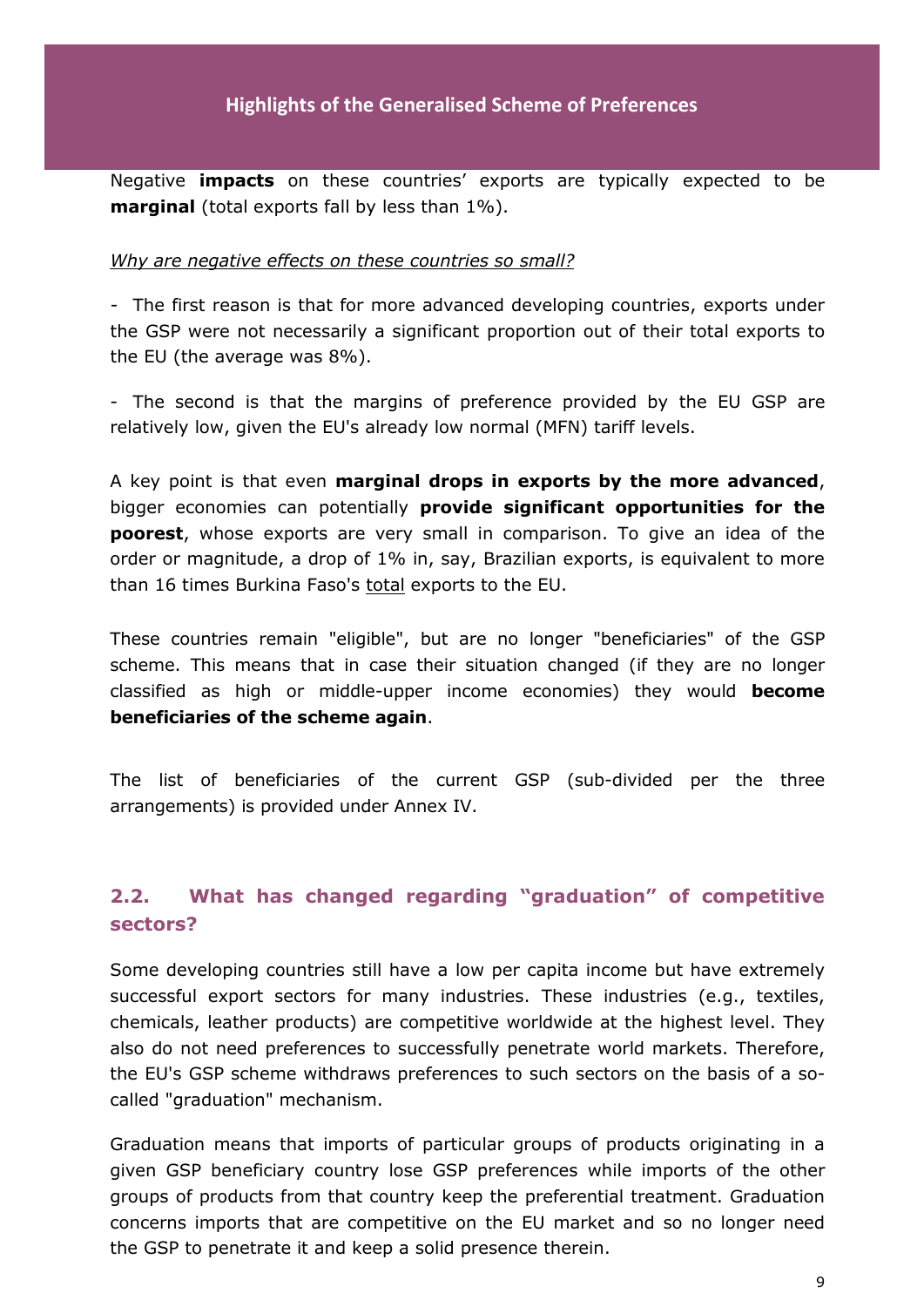Negative **impacts** on these countries' exports are typically expected to be **marginal** (total exports fall by less than 1%).

*Why are negative effects on these countries so small?*

- The first reason is that for more advanced developing countries, exports under the GSP were not necessarily a significant proportion out of their total exports to the EU (the average was 8%).

- The second is that the margins of preference provided by the EU GSP are relatively low, given the EU's already low normal (MFN) tariff levels.

A key point is that even **marginal drops in exports by the more advanced**, bigger economies can potentially **provide significant opportunities for the poorest**, whose exports are very small in comparison. To give an idea of the order or magnitude, a drop of 1% in, say, Brazilian exports, is equivalent to more than 16 times Burkina Faso's total exports to the EU.

These countries remain "eligible", but are no longer "beneficiaries" of the GSP scheme. This means that in case their situation changed (if they are no longer classified as high or middle-upper income economies) they would **become beneficiaries of the scheme again**.

The list of beneficiaries of the current GSP (sub-divided per the three arrangements) is provided under Annex IV.

## 2.2. What has changed regarding "graduation" of competitive sectors?

Some developing countries still have a low per capita income but have extremely successful export sectors for many industries. These industries (e.g., textiles, chemicals, leather products) are competitive worldwide at the highest level. They also do not need preferences to successfully penetrate world markets. Therefore, the EU's GSP scheme withdraws preferences to such sectors on the basis of a so-called "graduation" mechanism.

Graduation means that imports of particular groups of products originating in a given GSP beneficiary country lose GSP preferences while imports of the other groups of products from that country keep the preferential treatment. Graduation concerns imports that are competitive on the EU market and so no longer need the GSP to penetrate it and keep a solid presence therein.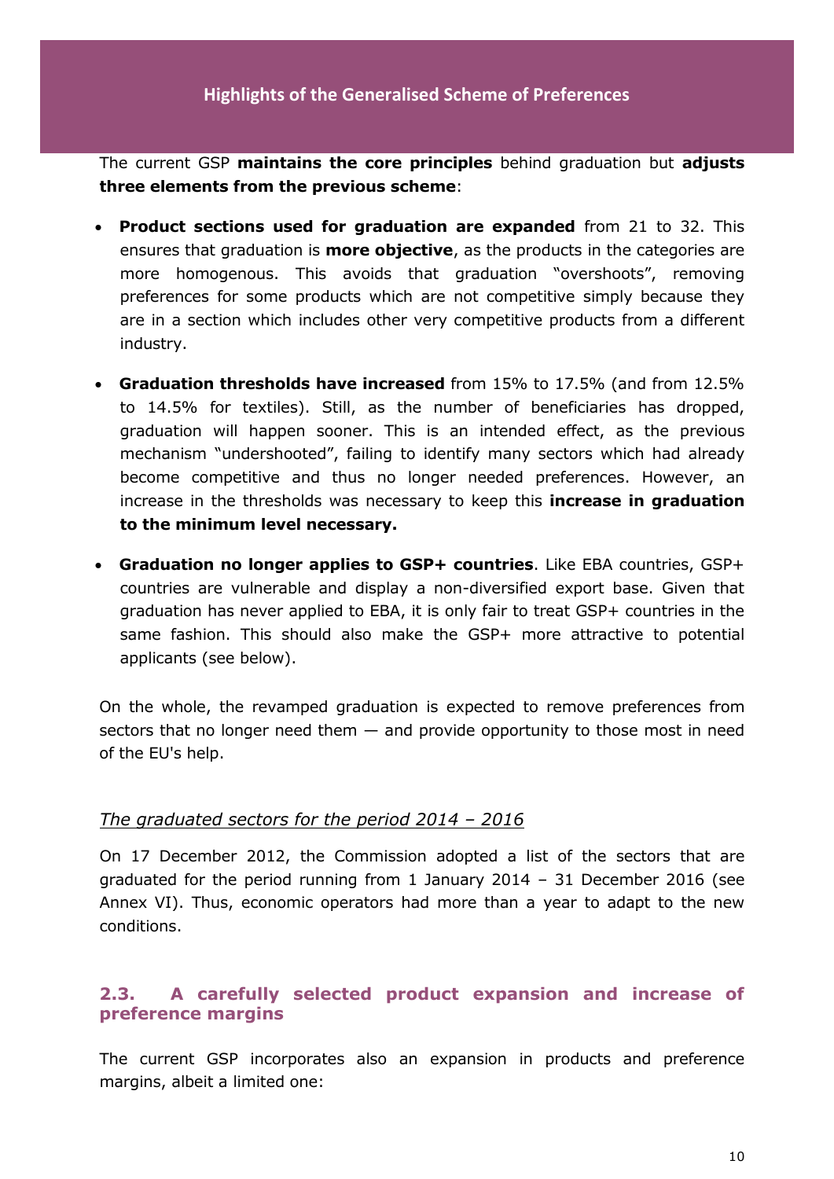## Highlights of the Generalised Scheme of Preferences

The current GSP **maintains the core principles** behind graduation but **adjusts three elements from the previous scheme**:

- **Product sections used for graduation are expanded** from 21 to 32. This ensures that graduation is **more objective**, as the products in the categories are more homogenous. This avoids that graduation "overshoots", removing preferences for some products which are not competitive simply because they are in a section which includes other very competitive products from a different industry.
- **Graduation thresholds have increased** from 15% to 17.5% (and from 12.5% to 14.5% for textiles). Still, as the number of beneficiaries has dropped, graduation will happen sooner. This is an intended effect, as the previous mechanism "undershooted", failing to identify many sectors which had already become competitive and thus no longer needed preferences. However, an increase in the thresholds was necessary to keep this **increase in graduation to the minimum level necessary.**
- **Graduation no longer applies to GSP+ countries**. Like EBA countries, GSP+ countries are vulnerable and display a non-diversified export base. Given that graduation has never applied to EBA, it is only fair to treat GSP+ countries in the same fashion. This should also make the GSP+ more attractive to potential applicants (see below).

On the whole, the revamped graduation is expected to remove preferences from sectors that no longer need them — and provide opportunity to those most in need of the EU's help.

*The graduated sectors for the period 2014 – 2016*

On 17 December 2012, the Commission adopted a list of the sectors that are graduated for the period running from 1 January 2014 – 31 December 2016 (see Annex VI). Thus, economic operators had more than a year to adapt to the new conditions.

### 2.3. A carefully selected product expansion and increase of preference margins

The current GSP incorporates also an expansion in products and preference margins, albeit a limited one: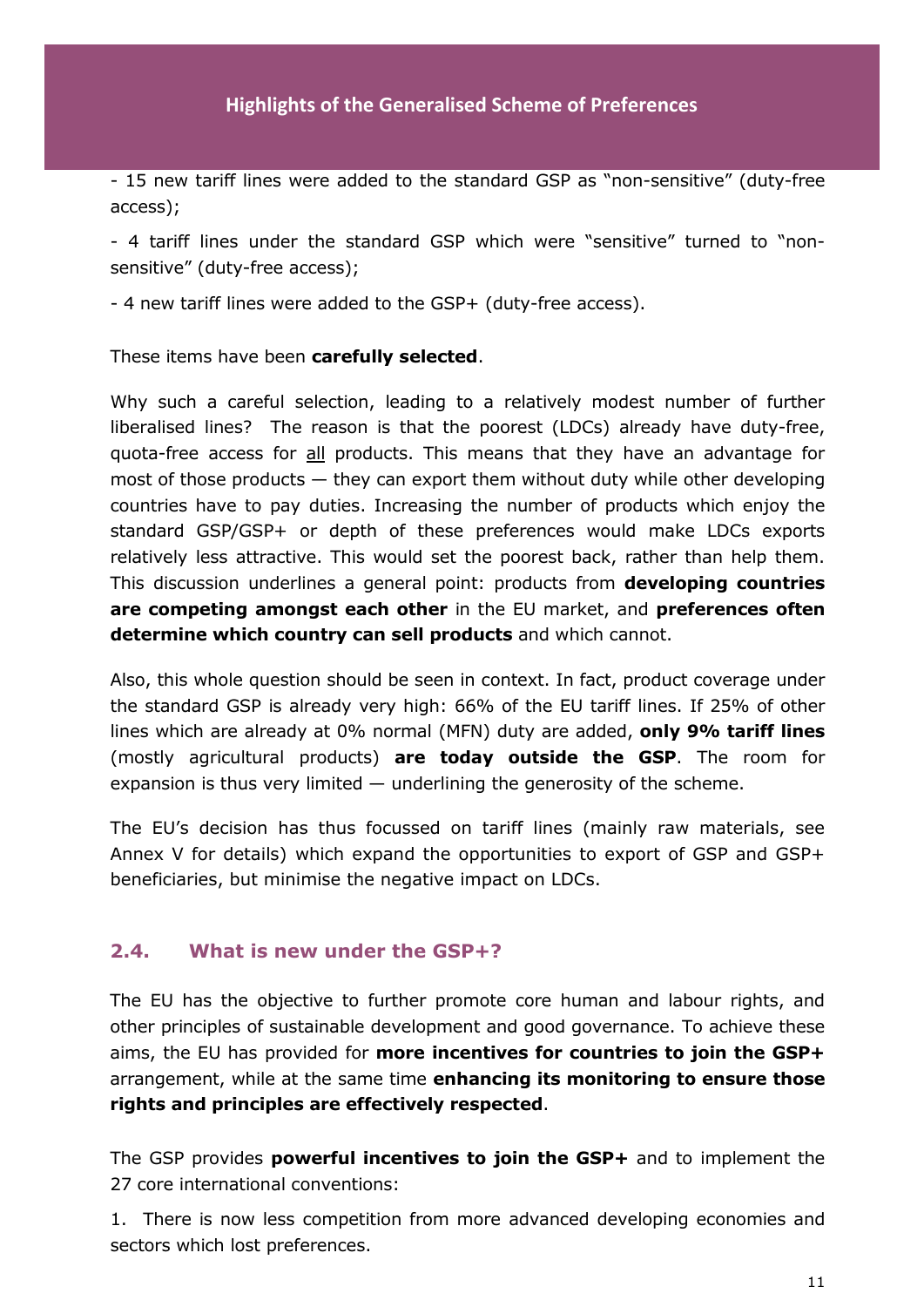- 15 new tariff lines were added to the standard GSP as "non-sensitive" (duty-free access);

- 4 tariff lines under the standard GSP which were "sensitive" turned to "non-sensitive" (duty-free access);

- 4 new tariff lines were added to the GSP+ (duty-free access).

These items have been **carefully selected**.

Why such a careful selection, leading to a relatively modest number of further liberalised lines? The reason is that the poorest (LDCs) already have duty-free, quota-free access for <u>all</u> products. This means that they have an advantage for most of those products — they can export them without duty while other developing countries have to pay duties. Increasing the number of products which enjoy the standard GSP/GSP+ or depth of these preferences would make LDCs exports relatively less attractive. This would set the poorest back, rather than help them. This discussion underlines a general point: products from **developing countries are competing amongst each other** in the EU market, and **preferences often determine which country can sell products** and which cannot.

Also, this whole question should be seen in context. In fact, product coverage under the standard GSP is already very high: 66% of the EU tariff lines. If 25% of other lines which are already at 0% normal (MFN) duty are added, **only 9% tariff lines** (mostly agricultural products) **are today outside the GSP**. The room for expansion is thus very limited — underlining the generosity of the scheme.

The EU's decision has thus focussed on tariff lines (mainly raw materials, see Annex V for details) which expand the opportunities to export of GSP and GSP+ beneficiaries, but minimise the negative impact on LDCs.

## 2.4. What is new under the GSP+?

The EU has the objective to further promote core human and labour rights, and other principles of sustainable development and good governance. To achieve these aims, the EU has provided for **more incentives for countries to join the GSP+** arrangement, while at the same time **enhancing its monitoring to ensure those rights and principles are effectively respected**.

The GSP provides **powerful incentives to join the GSP+** and to implement the 27 core international conventions:

1. There is now less competition from more advanced developing economies and sectors which lost preferences.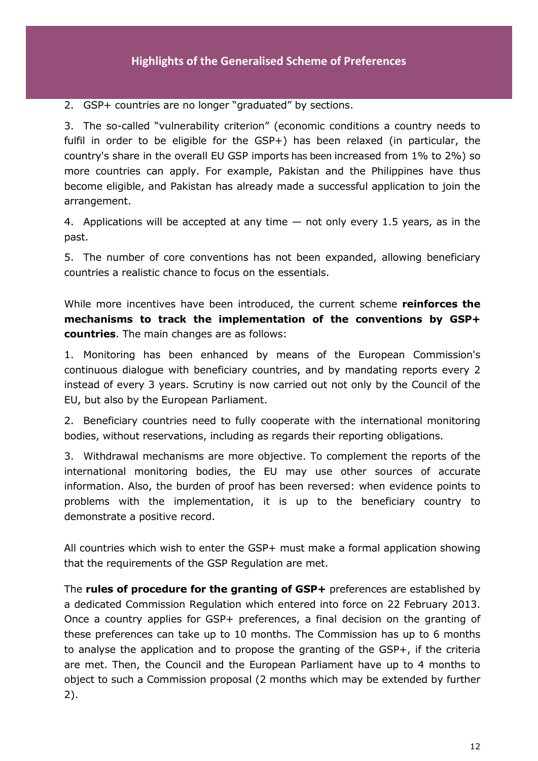2. GSP+ countries are no longer "graduated" by sections.

3. The so-called "vulnerability criterion" (economic conditions a country needs to fulfil in order to be eligible for the GSP+) has been relaxed (in particular, the country's share in the overall EU GSP imports has been increased from 1% to 2%) so more countries can apply. For example, Pakistan and the Philippines have thus become eligible, and Pakistan has already made a successful application to join the arrangement.

4. Applications will be accepted at any time — not only every 1.5 years, as in the past.

5. The number of core conventions has not been expanded, allowing beneficiary countries a realistic chance to focus on the essentials.

While more incentives have been introduced, the current scheme **reinforces the mechanisms to track the implementation of the conventions by GSP+ countries**. The main changes are as follows:

1. Monitoring has been enhanced by means of the European Commission's continuous dialogue with beneficiary countries, and by mandating reports every 2 instead of every 3 years. Scrutiny is now carried out not only by the Council of the EU, but also by the European Parliament.

2. Beneficiary countries need to fully cooperate with the international monitoring bodies, without reservations, including as regards their reporting obligations.

3. Withdrawal mechanisms are more objective. To complement the reports of the international monitoring bodies, the EU may use other sources of accurate information. Also, the burden of proof has been reversed: when evidence points to problems with the implementation, it is up to the beneficiary country to demonstrate a positive record.

All countries which wish to enter the GSP+ must make a formal application showing that the requirements of the GSP Regulation are met.

The **rules of procedure for the granting of GSP+** preferences are established by a dedicated Commission Regulation which entered into force on 22 February 2013. Once a country applies for GSP+ preferences, a final decision on the granting of these preferences can take up to 10 months. The Commission has up to 6 months to analyse the application and to propose the granting of the GSP+, if the criteria are met. Then, the Council and the European Parliament have up to 4 months to object to such a Commission proposal (2 months which may be extended by further 2).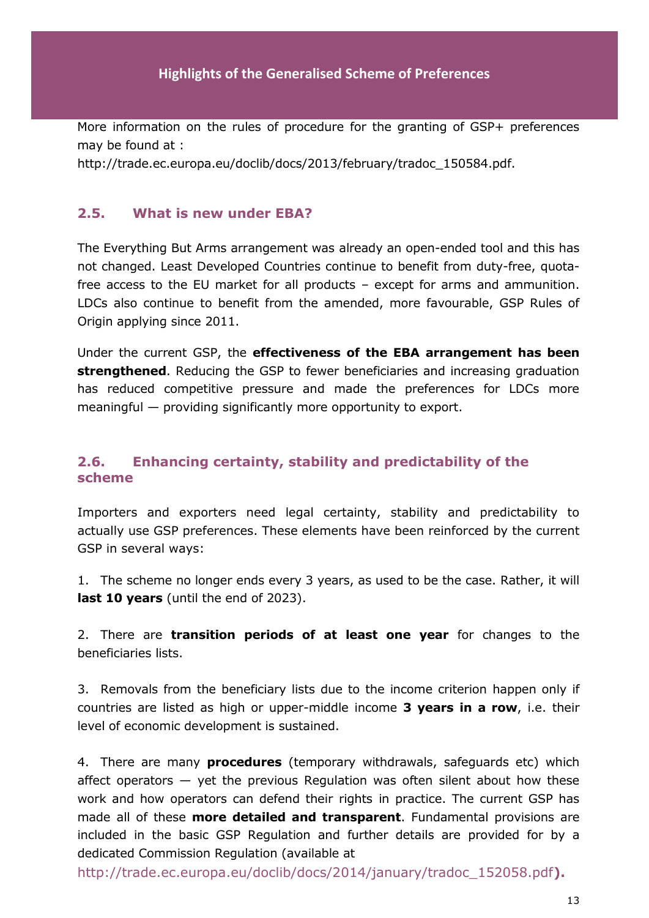More information on the rules of procedure for the granting of GSP+ preferences may be found at :
http://trade.ec.europa.eu/doclib/docs/2013/february/tradoc_150584.pdf.

## 2.5. What is new under EBA?

The Everything But Arms arrangement was already an open-ended tool and this has not changed. Least Developed Countries continue to benefit from duty-free, quota-free access to the EU market for all products – except for arms and ammunition. LDCs also continue to benefit from the amended, more favourable, GSP Rules of Origin applying since 2011.

Under the current GSP, the **effectiveness of the EBA arrangement has been strengthened**. Reducing the GSP to fewer beneficiaries and increasing graduation has reduced competitive pressure and made the preferences for LDCs more meaningful — providing significantly more opportunity to export.

## 2.6. Enhancing certainty, stability and predictability of the scheme

Importers and exporters need legal certainty, stability and predictability to actually use GSP preferences. These elements have been reinforced by the current GSP in several ways:

1. The scheme no longer ends every 3 years, as used to be the case. Rather, it will **last 10 years** (until the end of 2023).

2. There are **transition periods of at least one year** for changes to the beneficiaries lists.

3. Removals from the beneficiary lists due to the income criterion happen only if countries are listed as high or upper-middle income **3 years in a row**, i.e. their level of economic development is sustained.

4. There are many **procedures** (temporary withdrawals, safeguards etc) which affect operators — yet the previous Regulation was often silent about how these work and how operators can defend their rights in practice. The current GSP has made all of these **more detailed and transparent**. Fundamental provisions are included in the basic GSP Regulation and further details are provided for by a dedicated Commission Regulation (available at http://trade.ec.europa.eu/doclib/docs/2014/january/tradoc_152058.pdf**).**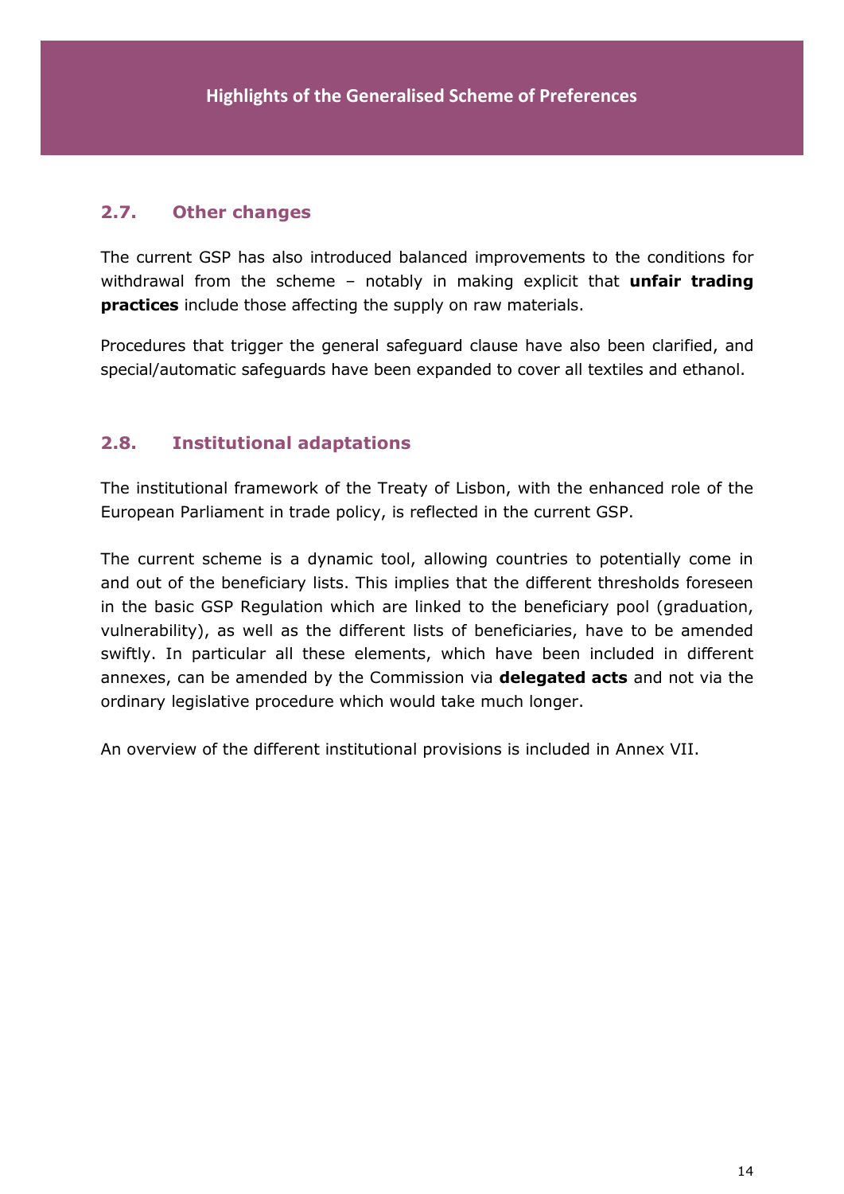## 2.7. Other changes

The current GSP has also introduced balanced improvements to the conditions for withdrawal from the scheme – notably in making explicit that **unfair trading practices** include those affecting the supply on raw materials.

Procedures that trigger the general safeguard clause have also been clarified, and special/automatic safeguards have been expanded to cover all textiles and ethanol.

## 2.8. Institutional adaptations

The institutional framework of the Treaty of Lisbon, with the enhanced role of the European Parliament in trade policy, is reflected in the current GSP.

The current scheme is a dynamic tool, allowing countries to potentially come in and out of the beneficiary lists. This implies that the different thresholds foreseen in the basic GSP Regulation which are linked to the beneficiary pool (graduation, vulnerability), as well as the different lists of beneficiaries, have to be amended swiftly. In particular all these elements, which have been included in different annexes, can be amended by the Commission via **delegated acts** and not via the ordinary legislative procedure which would take much longer.

An overview of the different institutional provisions is included in Annex VII.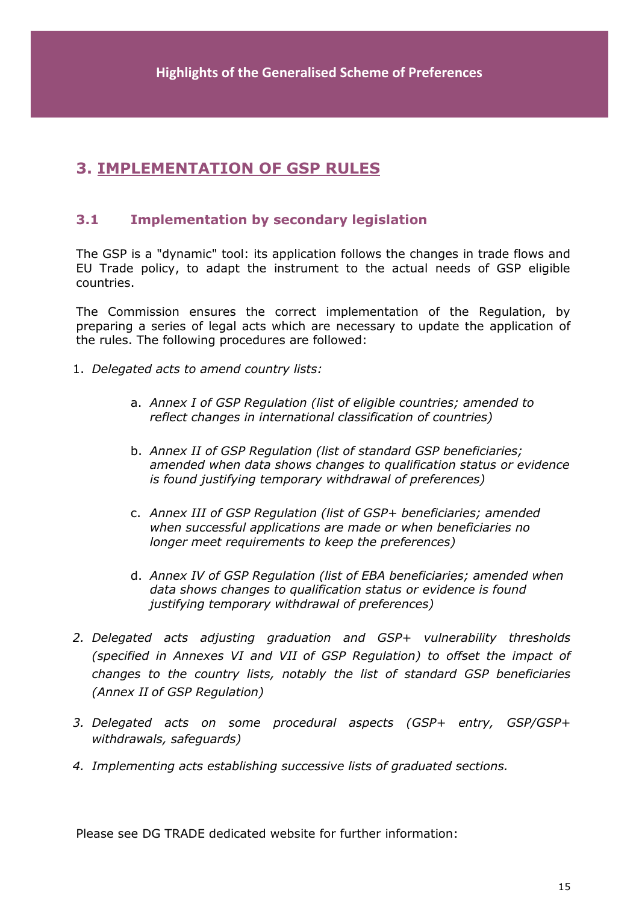## 3. IMPLEMENTATION OF GSP RULES

### 3.1 Implementation by secondary legislation

The GSP is a "dynamic" tool: its application follows the changes in trade flows and EU Trade policy, to adapt the instrument to the actual needs of GSP eligible countries.

The Commission ensures the correct implementation of the Regulation, by preparing a series of legal acts which are necessary to update the application of the rules. The following procedures are followed:

1. *Delegated acts to amend country lists:*

    a. *Annex I of GSP Regulation (list of eligible countries; amended to reflect changes in international classification of countries)*

    b. *Annex II of GSP Regulation (list of standard GSP beneficiaries; amended when data shows changes to qualification status or evidence is found justifying temporary withdrawal of preferences)*

    c. *Annex III of GSP Regulation (list of GSP+ beneficiaries; amended when successful applications are made or when beneficiaries no longer meet requirements to keep the preferences)*

    d. *Annex IV of GSP Regulation (list of EBA beneficiaries; amended when data shows changes to qualification status or evidence is found justifying temporary withdrawal of preferences)*

2. *Delegated acts adjusting graduation and GSP+ vulnerability thresholds (specified in Annexes VI and VII of GSP Regulation) to offset the impact of changes to the country lists, notably the list of standard GSP beneficiaries (Annex II of GSP Regulation)*

3. *Delegated acts on some procedural aspects (GSP+ entry, GSP/GSP+ withdrawals, safeguards)*

4. *Implementing acts establishing successive lists of graduated sections.*

Please see DG TRADE dedicated website for further information: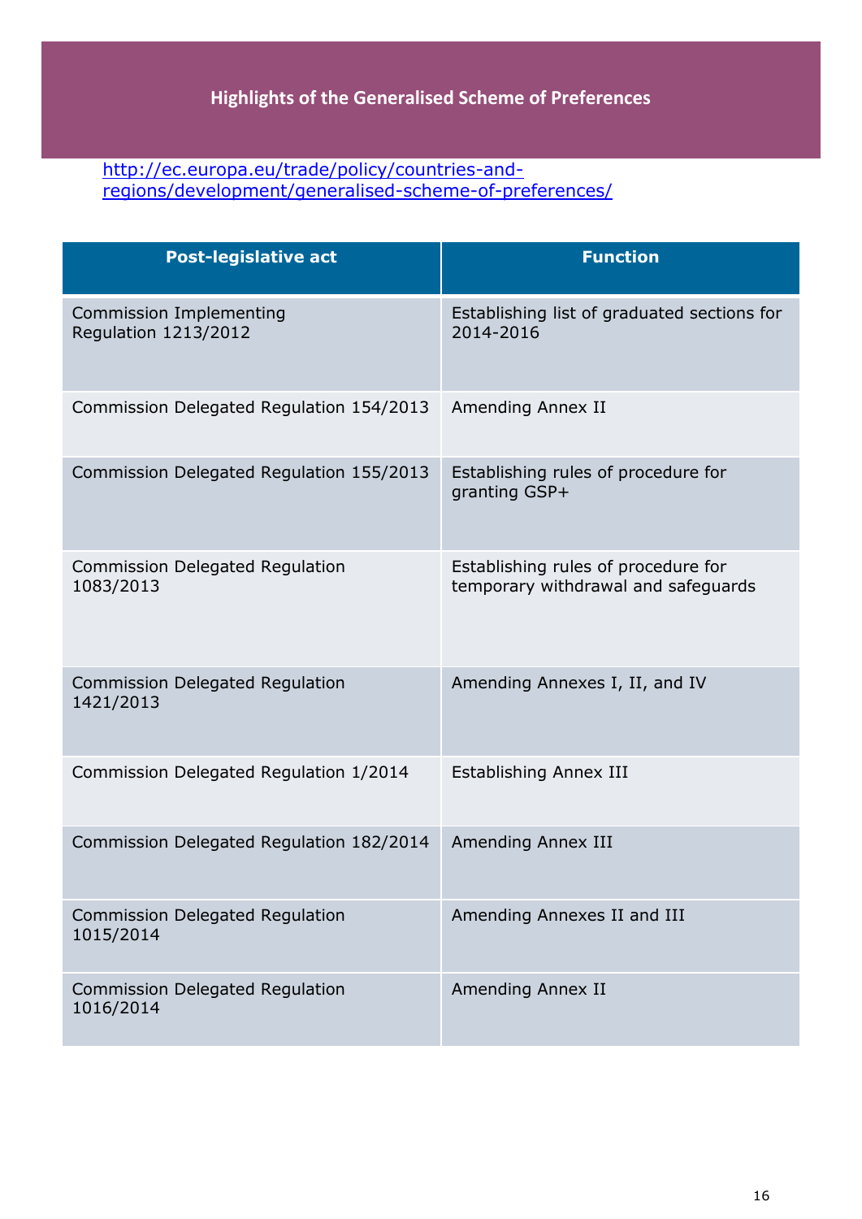## Highlights of the Generalised Scheme of Preferences

http://ec.europa.eu/trade/policy/countries-and-regions/development/generalised-scheme-of-preferences/

| Post-legislative act | Function |
| --- | --- |
| Commission Implementing Regulation 1213/2012 | Establishing list of graduated sections for 2014-2016 |
| Commission Delegated Regulation 154/2013 | Amending Annex II |
| Commission Delegated Regulation 155/2013 | Establishing rules of procedure for granting GSP+ |
| Commission Delegated Regulation 1083/2013 | Establishing rules of procedure for temporary withdrawal and safeguards |
| Commission Delegated Regulation 1421/2013 | Amending Annexes I, II, and IV |
| Commission Delegated Regulation 1/2014 | Establishing Annex III |
| Commission Delegated Regulation 182/2014 | Amending Annex III |
| Commission Delegated Regulation 1015/2014 | Amending Annexes II and III |
| Commission Delegated Regulation 1016/2014 | Amending Annex II |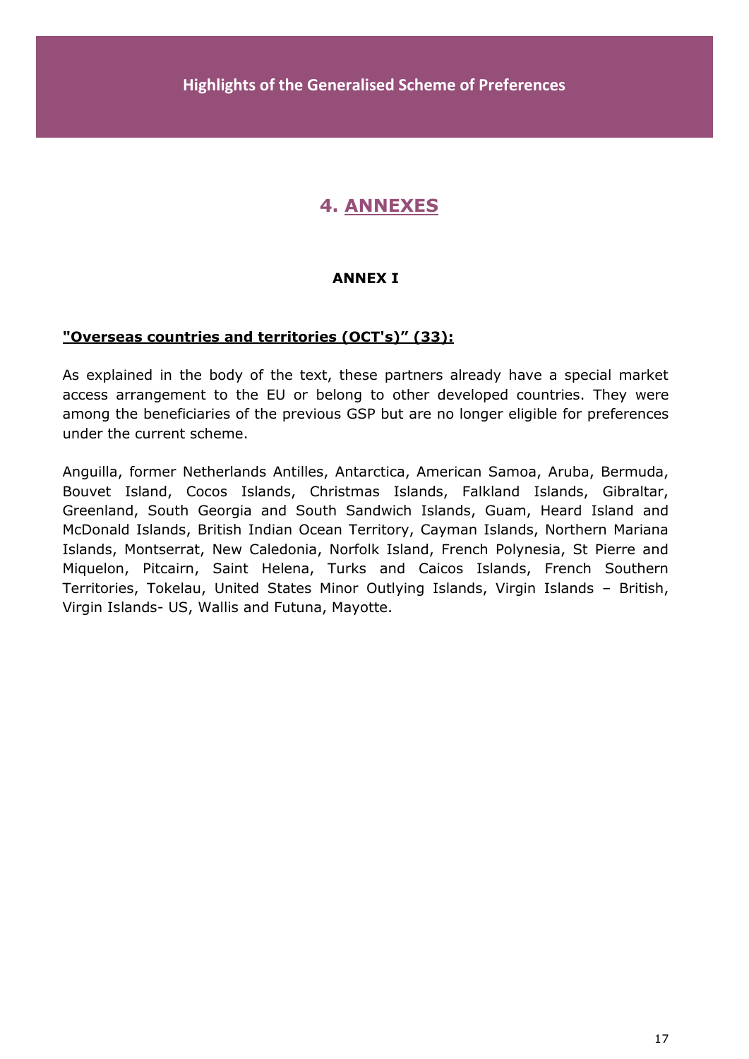# 4. ANNEXES

## ANNEX I

**"Overseas countries and territories (OCT's)" (33):**

As explained in the body of the text, these partners already have a special market access arrangement to the EU or belong to other developed countries. They were among the beneficiaries of the previous GSP but are no longer eligible for preferences under the current scheme.

Anguilla, former Netherlands Antilles, Antarctica, American Samoa, Aruba, Bermuda, Bouvet Island, Cocos Islands, Christmas Islands, Falkland Islands, Gibraltar, Greenland, South Georgia and South Sandwich Islands, Guam, Heard Island and McDonald Islands, British Indian Ocean Territory, Cayman Islands, Northern Mariana Islands, Montserrat, New Caledonia, Norfolk Island, French Polynesia, St Pierre and Miquelon, Pitcairn, Saint Helena, Turks and Caicos Islands, French Southern Territories, Tokelau, United States Minor Outlying Islands, Virgin Islands – British, Virgin Islands- US, Wallis and Futuna, Mayotte.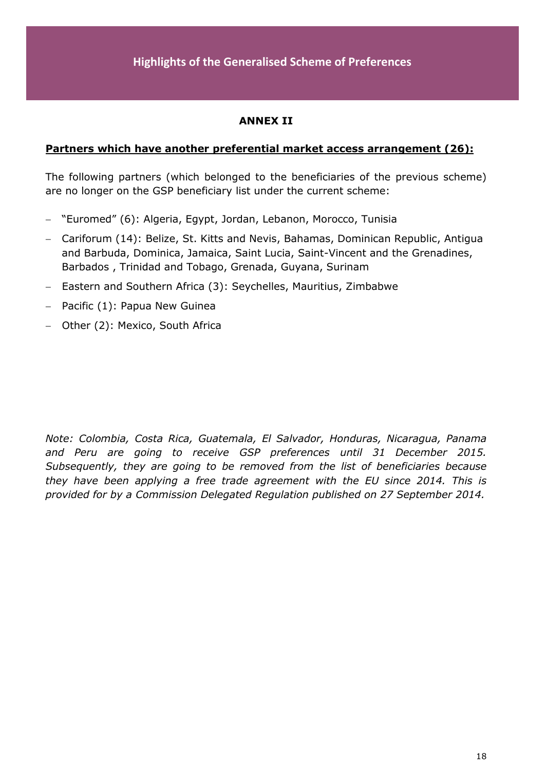## ANNEX II

**Partners which have another preferential market access arrangement (26):**

The following partners (which belonged to the beneficiaries of the previous scheme) are no longer on the GSP beneficiary list under the current scheme:

- "Euromed" (6): Algeria, Egypt, Jordan, Lebanon, Morocco, Tunisia
- Cariforum (14): Belize, St. Kitts and Nevis, Bahamas, Dominican Republic, Antigua and Barbuda, Dominica, Jamaica, Saint Lucia, Saint-Vincent and the Grenadines, Barbados , Trinidad and Tobago, Grenada, Guyana, Surinam
- Eastern and Southern Africa (3): Seychelles, Mauritius, Zimbabwe
- Pacific (1): Papua New Guinea
- Other (2): Mexico, South Africa

*Note: Colombia, Costa Rica, Guatemala, El Salvador, Honduras, Nicaragua, Panama and Peru are going to receive GSP preferences until 31 December 2015. Subsequently, they are going to be removed from the list of beneficiaries because they have been applying a free trade agreement with the EU since 2014. This is provided for by a Commission Delegated Regulation published on 27 September 2014.*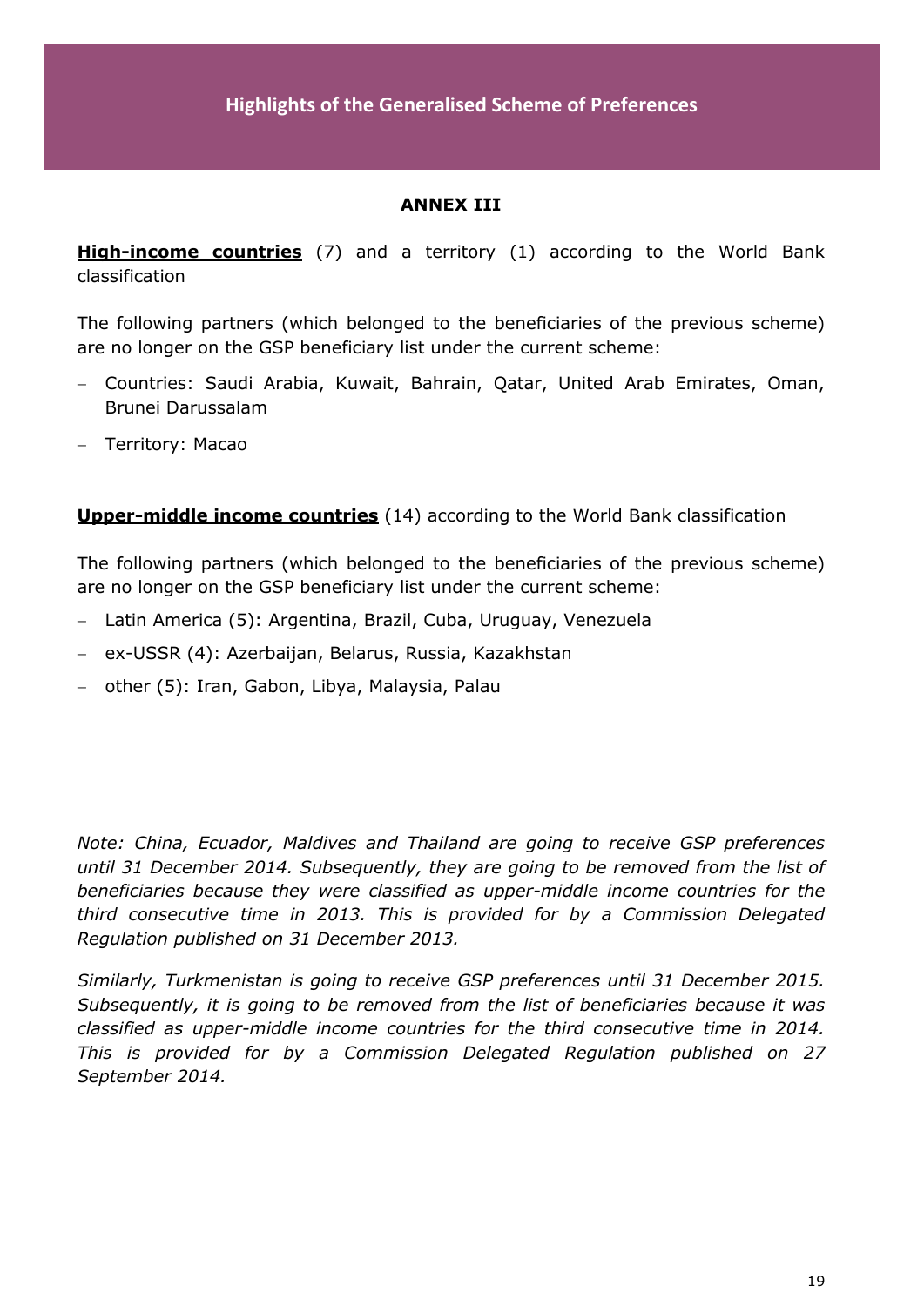## ANNEX III

**High-income countries** (7) and a territory (1) according to the World Bank classification

The following partners (which belonged to the beneficiaries of the previous scheme) are no longer on the GSP beneficiary list under the current scheme:

- Countries: Saudi Arabia, Kuwait, Bahrain, Qatar, United Arab Emirates, Oman, Brunei Darussalam
- Territory: Macao

**Upper-middle income countries** (14) according to the World Bank classification

The following partners (which belonged to the beneficiaries of the previous scheme) are no longer on the GSP beneficiary list under the current scheme:

- Latin America (5): Argentina, Brazil, Cuba, Uruguay, Venezuela
- ex-USSR (4): Azerbaijan, Belarus, Russia, Kazakhstan
- other (5): Iran, Gabon, Libya, Malaysia, Palau

*Note: China, Ecuador, Maldives and Thailand are going to receive GSP preferences until 31 December 2014. Subsequently, they are going to be removed from the list of beneficiaries because they were classified as upper-middle income countries for the third consecutive time in 2013. This is provided for by a Commission Delegated Regulation published on 31 December 2013.*

*Similarly, Turkmenistan is going to receive GSP preferences until 31 December 2015. Subsequently, it is going to be removed from the list of beneficiaries because it was classified as upper-middle income countries for the third consecutive time in 2014. This is provided for by a Commission Delegated Regulation published on 27 September 2014.*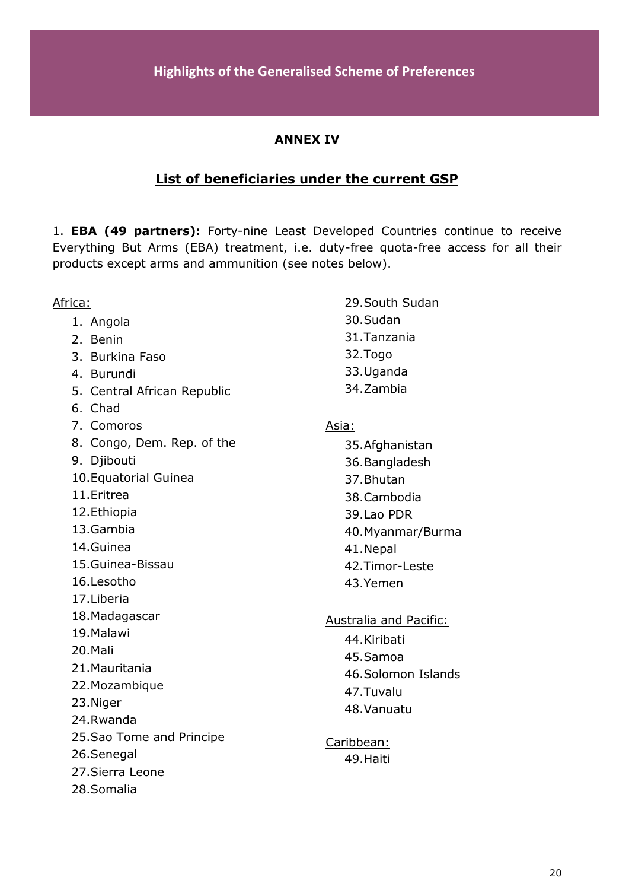## ANNEX IV

### List of beneficiaries under the current GSP

1. **EBA (49 partners):** Forty-nine Least Developed Countries continue to receive Everything But Arms (EBA) treatment, i.e. duty-free quota-free access for all their products except arms and ammunition (see notes below).

Africa:

1. Angola
2. Benin
3. Burkina Faso
4. Burundi
5. Central African Republic
6. Chad
7. Comoros
8. Congo, Dem. Rep. of the
9. Djibouti
10. Equatorial Guinea
11. Eritrea
12. Ethiopia
13. Gambia
14. Guinea
15. Guinea-Bissau
16. Lesotho
17. Liberia
18. Madagascar
19. Malawi
20. Mali
21. Mauritania
22. Mozambique
23. Niger
24. Rwanda
25. Sao Tome and Principe
26. Senegal
27. Sierra Leone
28. Somalia
29. South Sudan
30. Sudan
31. Tanzania
32. Togo
33. Uganda
34. Zambia

Asia:

35. Afghanistan
36. Bangladesh
37. Bhutan
38. Cambodia
39. Lao PDR
40. Myanmar/Burma
41. Nepal
42. Timor-Leste
43. Yemen

Australia and Pacific:

44. Kiribati
45. Samoa
46. Solomon Islands
47. Tuvalu
48. Vanuatu

Caribbean:

49. Haiti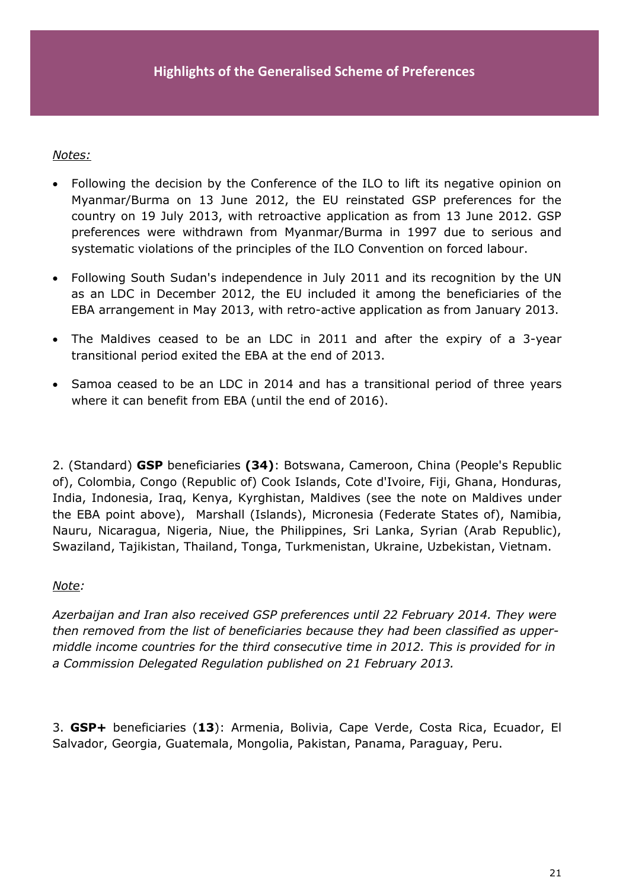## Highlights of the Generalised Scheme of Preferences

*Notes:*

- Following the decision by the Conference of the ILO to lift its negative opinion on Myanmar/Burma on 13 June 2012, the EU reinstated GSP preferences for the country on 19 July 2013, with retroactive application as from 13 June 2012. GSP preferences were withdrawn from Myanmar/Burma in 1997 due to serious and systematic violations of the principles of the ILO Convention on forced labour.
- Following South Sudan's independence in July 2011 and its recognition by the UN as an LDC in December 2012, the EU included it among the beneficiaries of the EBA arrangement in May 2013, with retro-active application as from January 2013.
- The Maldives ceased to be an LDC in 2011 and after the expiry of a 3-year transitional period exited the EBA at the end of 2013.
- Samoa ceased to be an LDC in 2014 and has a transitional period of three years where it can benefit from EBA (until the end of 2016).

2. (Standard) **GSP** beneficiaries **(34)**: Botswana, Cameroon, China (People's Republic of), Colombia, Congo (Republic of) Cook Islands, Cote d'Ivoire, Fiji, Ghana, Honduras, India, Indonesia, Iraq, Kenya, Kyrghistan, Maldives (see the note on Maldives under the EBA point above), Marshall (Islands), Micronesia (Federate States of), Namibia, Nauru, Nicaragua, Nigeria, Niue, the Philippines, Sri Lanka, Syrian (Arab Republic), Swaziland, Tajikistan, Thailand, Tonga, Turkmenistan, Ukraine, Uzbekistan, Vietnam.

*Note:*

*Azerbaijan and Iran also received GSP preferences until 22 February 2014. They were then removed from the list of beneficiaries because they had been classified as upper-middle income countries for the third consecutive time in 2012. This is provided for in a Commission Delegated Regulation published on 21 February 2013.*

3. **GSP+** beneficiaries (**13**): Armenia, Bolivia, Cape Verde, Costa Rica, Ecuador, El Salvador, Georgia, Guatemala, Mongolia, Pakistan, Panama, Paraguay, Peru.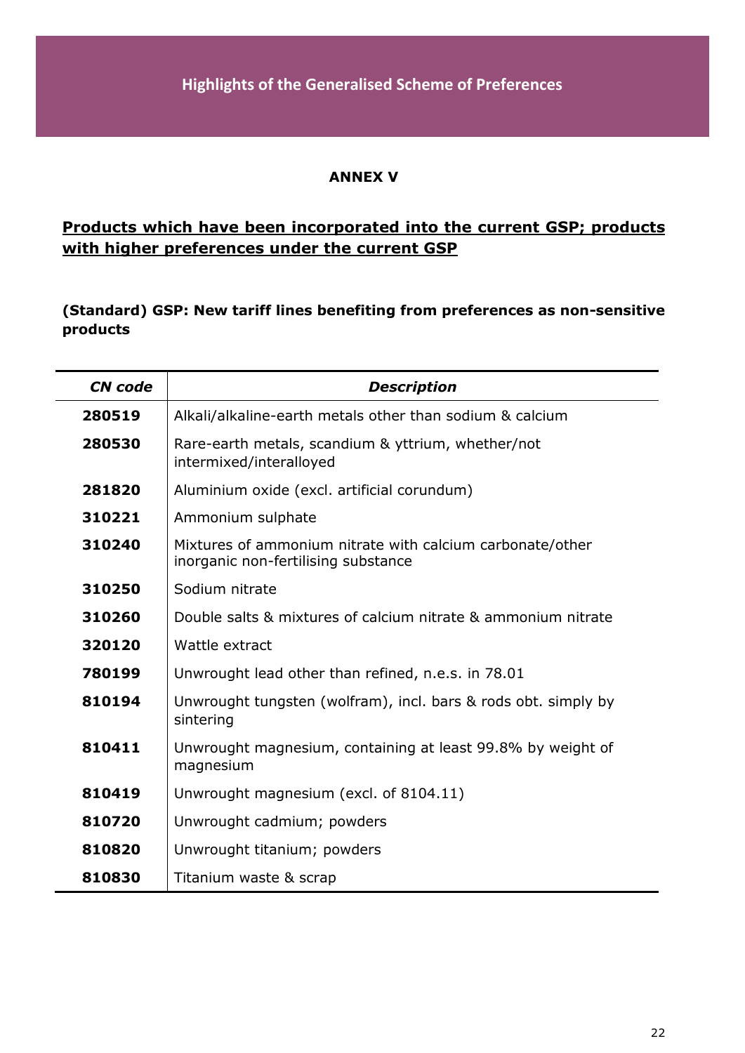## ANNEX V

## Products which have been incorporated into the current GSP; products with higher preferences under the current GSP

**(Standard) GSP: New tariff lines benefiting from preferences as non-sensitive products**

| *CN code* | *Description* |
|---|---|
| **280519** | Alkali/alkaline-earth metals other than sodium & calcium |
| **280530** | Rare-earth metals, scandium & yttrium, whether/not intermixed/interalloyed |
| **281820** | Aluminium oxide (excl. artificial corundum) |
| **310221** | Ammonium sulphate |
| **310240** | Mixtures of ammonium nitrate with calcium carbonate/other inorganic non-fertilising substance |
| **310250** | Sodium nitrate |
| **310260** | Double salts & mixtures of calcium nitrate & ammonium nitrate |
| **320120** | Wattle extract |
| **780199** | Unwrought lead other than refined, n.e.s. in 78.01 |
| **810194** | Unwrought tungsten (wolfram), incl. bars & rods obt. simply by sintering |
| **810411** | Unwrought magnesium, containing at least 99.8% by weight of magnesium |
| **810419** | Unwrought magnesium (excl. of 8104.11) |
| **810720** | Unwrought cadmium; powders |
| **810820** | Unwrought titanium; powders |
| **810830** | Titanium waste & scrap |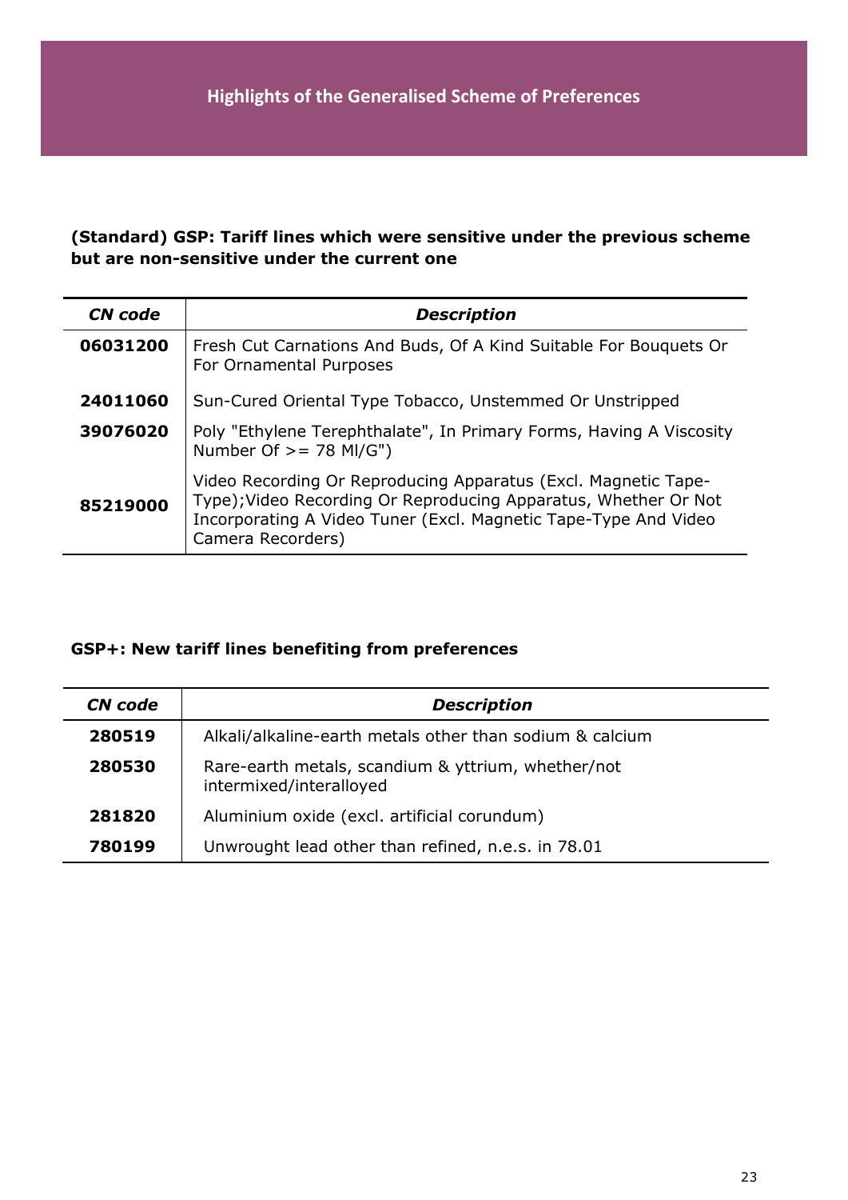**(Standard) GSP: Tariff lines which were sensitive under the previous scheme but are non-sensitive under the current one**

| CN code | Description |
|---|---|
| **06031200** | Fresh Cut Carnations And Buds, Of A Kind Suitable For Bouquets Or For Ornamental Purposes |
| **24011060** | Sun-Cured Oriental Type Tobacco, Unstemmed Or Unstripped |
| **39076020** | Poly "Ethylene Terephthalate", In Primary Forms, Having A Viscosity Number Of >= 78 Ml/G") |
| **85219000** | Video Recording Or Reproducing Apparatus (Excl. Magnetic Tape-Type);Video Recording Or Reproducing Apparatus, Whether Or Not Incorporating A Video Tuner (Excl. Magnetic Tape-Type And Video Camera Recorders) |

**GSP+: New tariff lines benefiting from preferences**

| CN code | Description |
|---|---|
| **280519** | Alkali/alkaline-earth metals other than sodium & calcium |
| **280530** | Rare-earth metals, scandium & yttrium, whether/not intermixed/interalloyed |
| **281820** | Aluminium oxide (excl. artificial corundum) |
| **780199** | Unwrought lead other than refined, n.e.s. in 78.01 |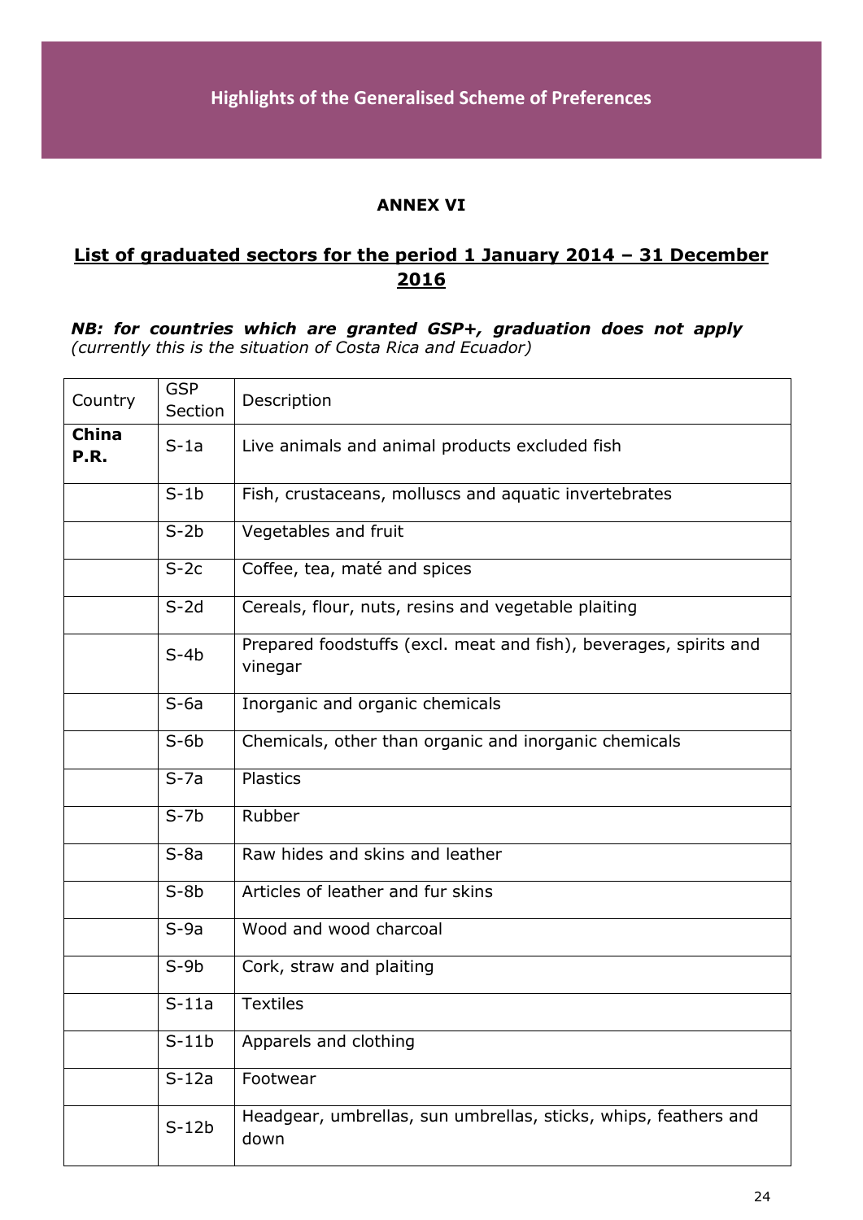## ANNEX VI

## List of graduated sectors for the period 1 January 2014 – 31 December 2016

***NB: for countries which are granted GSP+, graduation does not apply*** *(currently this is the situation of Costa Rica and Ecuador)*

| Country | GSP Section | Description |
|---|---|---|
| **China P.R.** | S-1a | Live animals and animal products excluded fish |
| | S-1b | Fish, crustaceans, molluscs and aquatic invertebrates |
| | S-2b | Vegetables and fruit |
| | S-2c | Coffee, tea, maté and spices |
| | S-2d | Cereals, flour, nuts, resins and vegetable plaiting |
| | S-4b | Prepared foodstuffs (excl. meat and fish), beverages, spirits and vinegar |
| | S-6a | Inorganic and organic chemicals |
| | S-6b | Chemicals, other than organic and inorganic chemicals |
| | S-7a | Plastics |
| | S-7b | Rubber |
| | S-8a | Raw hides and skins and leather |
| | S-8b | Articles of leather and fur skins |
| | S-9a | Wood and wood charcoal |
| | S-9b | Cork, straw and plaiting |
| | S-11a | Textiles |
| | S-11b | Apparels and clothing |
| | S-12a | Footwear |
| | S-12b | Headgear, umbrellas, sun umbrellas, sticks, whips, feathers and down |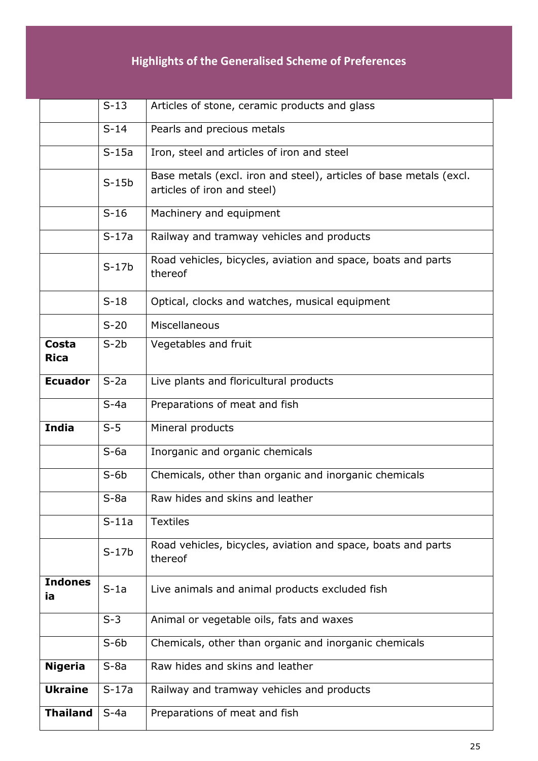## Highlights of the Generalised Scheme of Preferences

| | | |
|---|---|---|
| | S-13 | Articles of stone, ceramic products and glass |
| | S-14 | Pearls and precious metals |
| | S-15a | Iron, steel and articles of iron and steel |
| | S-15b | Base metals (excl. iron and steel), articles of base metals (excl. articles of iron and steel) |
| | S-16 | Machinery and equipment |
| | S-17a | Railway and tramway vehicles and products |
| | S-17b | Road vehicles, bicycles, aviation and space, boats and parts thereof |
| | S-18 | Optical, clocks and watches, musical equipment |
| | S-20 | Miscellaneous |
| **Costa Rica** | S-2b | Vegetables and fruit |
| **Ecuador** | S-2a | Live plants and floricultural products |
| | S-4a | Preparations of meat and fish |
| **India** | S-5 | Mineral products |
| | S-6a | Inorganic and organic chemicals |
| | S-6b | Chemicals, other than organic and inorganic chemicals |
| | S-8a | Raw hides and skins and leather |
| | S-11a | Textiles |
| | S-17b | Road vehicles, bicycles, aviation and space, boats and parts thereof |
| **Indonesia** | S-1a | Live animals and animal products excluded fish |
| | S-3 | Animal or vegetable oils, fats and waxes |
| | S-6b | Chemicals, other than organic and inorganic chemicals |
| **Nigeria** | S-8a | Raw hides and skins and leather |
| **Ukraine** | S-17a | Railway and tramway vehicles and products |
| **Thailand** | S-4a | Preparations of meat and fish |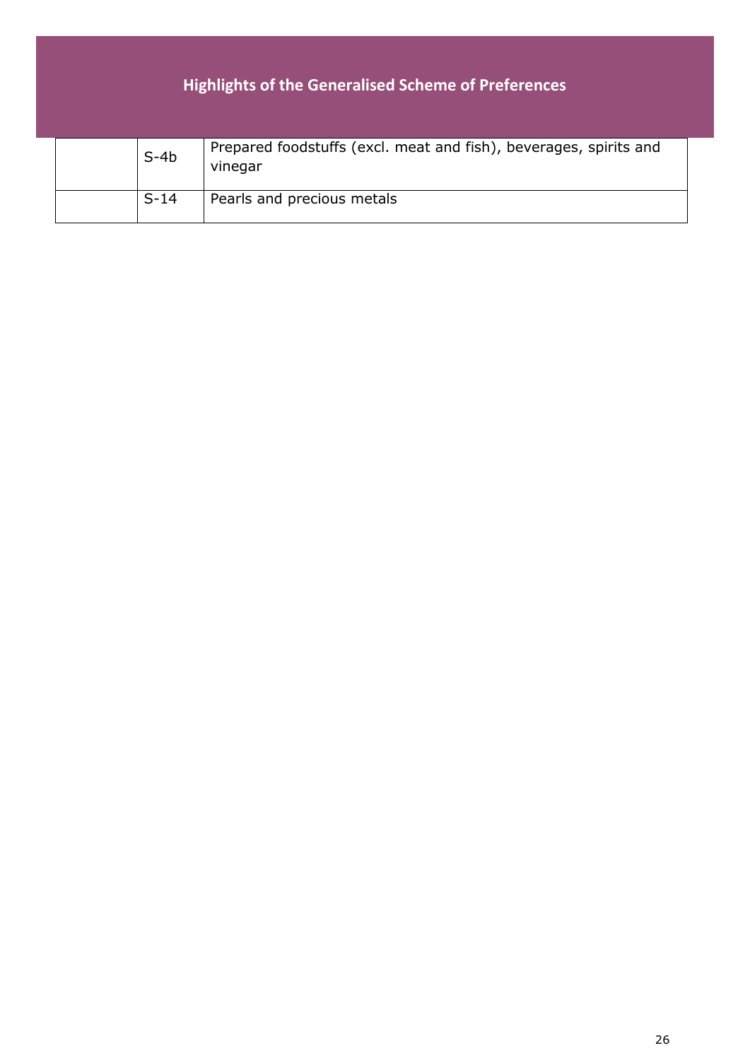| | S-4b | Prepared foodstuffs (excl. meat and fish), beverages, spirits and vinegar |
|---|---|---|
| | S-14 | Pearls and precious metals |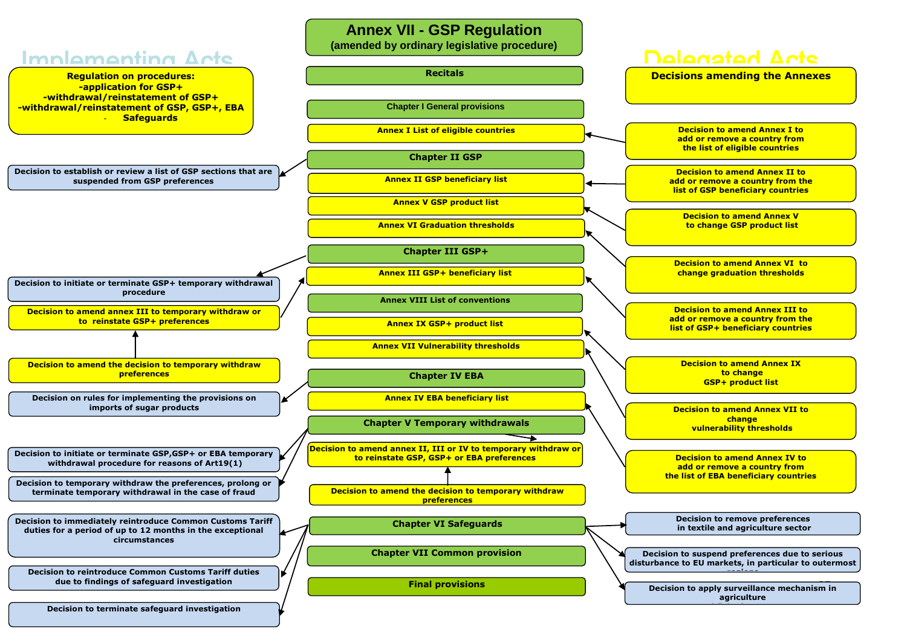# Annex VII - GSP Regulation
(amended by ordinary legislative procedure)

## Implementing Acts

**Regulation on procedures:**
- -application for GSP+
- -withdrawal/reinstatement of GSP+
- -withdrawal/reinstatement of GSP, GSP+, EBA
- Safeguards

Decision to establish or review a list of GSP sections that are suspended from GSP preferences

Decision to initiate or terminate GSP+ temporary withdrawal procedure

Decision to amend annex III to temporary withdraw or to reinstate GSP+ preferences

Decision to amend the decision to temporary withdraw preferences

Decision on rules for implementing the provisions on imports of sugar products

Decision to initiate or terminate GSP,GSP+ or EBA temporary withdrawal procedure for reasons of Art19(1)

Decision to temporary withdraw the preferences, prolong or terminate temporary withdrawal in the case of fraud

Decision to immediately reintroduce Common Customs Tariff duties for a period of up to 12 months in the exceptional circumstances

Decision to reintroduce Common Customs Tariff duties due to findings of safeguard investigation

Decision to terminate safeguard investigation

## Regulation structure

- Recitals
- Chapter I General provisions
- Annex I List of eligible countries
- Chapter II GSP
- Annex II GSP beneficiary list
- Annex V GSP product list
- Annex VI Graduation thresholds
- Chapter III GSP+
- Annex III GSP+ beneficiary list
- Annex VIII List of conventions
- Annex IX GSP+ product list
- Annex VII Vulnerability thresholds
- Chapter IV EBA
- Annex IV EBA beneficiary list
- Chapter V Temporary withdrawals
- Decision to amend annex II, III or IV to temporary withdraw or to reinstate GSP, GSP+ or EBA preferences
- Decision to amend the decision to temporary withdraw preferences
- Chapter VI Safeguards
- Chapter VII Common provision
- Final provisions

## Delegated Acts

**Decisions amending the Annexes**

Decision to amend Annex I to add or remove a country from the list of eligible countries

Decision to amend Annex II to add or remove a country from the list of GSP beneficiary countries

Decision to amend Annex V to change GSP product list

Decision to amend Annex VI to change graduation thresholds

Decision to amend Annex III to add or remove a country from the list of GSP+ beneficiary countries

Decision to amend Annex IX to change GSP+ product list

Decision to amend Annex VII to change vulnerability thresholds

Decision to amend Annex IV to add or remove a country from the list of EBA beneficiary countries

Decision to remove preferences in textile and agriculture sector

Decision to suspend preferences due to serious disturbance to EU markets, in particular to outermost regions

Decision to apply surveillance mechanism in agriculture